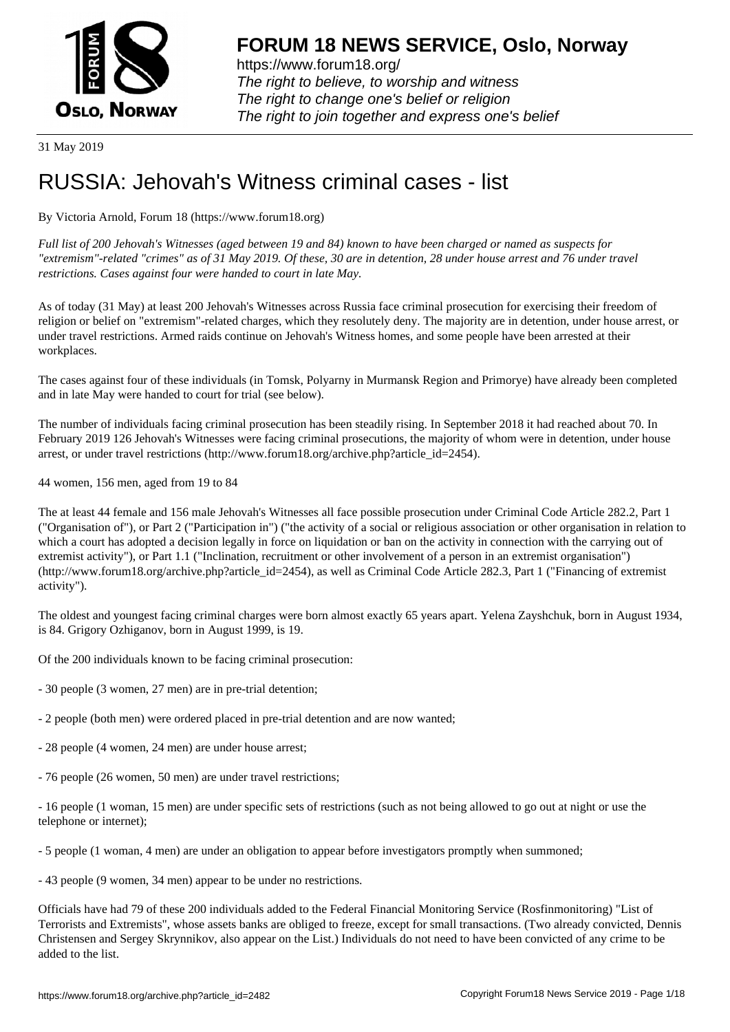# FORUM 18 NEWS SERVICE, Oslo, Norway

https://www.forum18.org/
*The right to believe, to worship and witness*
*The right to change one's belief or religion*
*The right to join together and express one's belief*

31 May 2019

# RUSSIA: Jehovah's Witness criminal cases - list

By Victoria Arnold, Forum 18 (https://www.forum18.org)

*Full list of 200 Jehovah's Witnesses (aged between 19 and 84) known to have been charged or named as suspects for "extremism"-related "crimes" as of 31 May 2019. Of these, 30 are in detention, 28 under house arrest and 76 under travel restrictions. Cases against four were handed to court in late May.*

As of today (31 May) at least 200 Jehovah's Witnesses across Russia face criminal prosecution for exercising their freedom of religion or belief on "extremism"-related charges, which they resolutely deny. The majority are in detention, under house arrest, or under travel restrictions. Armed raids continue on Jehovah's Witness homes, and some people have been arrested at their workplaces.

The cases against four of these individuals (in Tomsk, Polyarny in Murmansk Region and Primorye) have already been completed and in late May were handed to court for trial (see below).

The number of individuals facing criminal prosecution has been steadily rising. In September 2018 it had reached about 70. In February 2019 126 Jehovah's Witnesses were facing criminal prosecutions, the majority of whom were in detention, under house arrest, or under travel restrictions (http://www.forum18.org/archive.php?article_id=2454).

44 women, 156 men, aged from 19 to 84

The at least 44 female and 156 male Jehovah's Witnesses all face possible prosecution under Criminal Code Article 282.2, Part 1 ("Organisation of"), or Part 2 ("Participation in") ("the activity of a social or religious association or other organisation in relation to which a court has adopted a decision legally in force on liquidation or ban on the activity in connection with the carrying out of extremist activity"), or Part 1.1 ("Inclination, recruitment or other involvement of a person in an extremist organisation") (http://www.forum18.org/archive.php?article_id=2454), as well as Criminal Code Article 282.3, Part 1 ("Financing of extremist activity").

The oldest and youngest facing criminal charges were born almost exactly 65 years apart. Yelena Zayshchuk, born in August 1934, is 84. Grigory Ozhiganov, born in August 1999, is 19.

Of the 200 individuals known to be facing criminal prosecution:

- 30 people (3 women, 27 men) are in pre-trial detention;

- 2 people (both men) were ordered placed in pre-trial detention and are now wanted;

- 28 people (4 women, 24 men) are under house arrest;

- 76 people (26 women, 50 men) are under travel restrictions;

- 16 people (1 woman, 15 men) are under specific sets of restrictions (such as not being allowed to go out at night or use the telephone or internet);

- 5 people (1 woman, 4 men) are under an obligation to appear before investigators promptly when summoned;

- 43 people (9 women, 34 men) appear to be under no restrictions.

Officials have had 79 of these 200 individuals added to the Federal Financial Monitoring Service (Rosfinmonitoring) "List of Terrorists and Extremists", whose assets banks are obliged to freeze, except for small transactions. (Two already convicted, Dennis Christensen and Sergey Skrynnikov, also appear on the List.) Individuals do not need to have been convicted of any crime to be added to the list.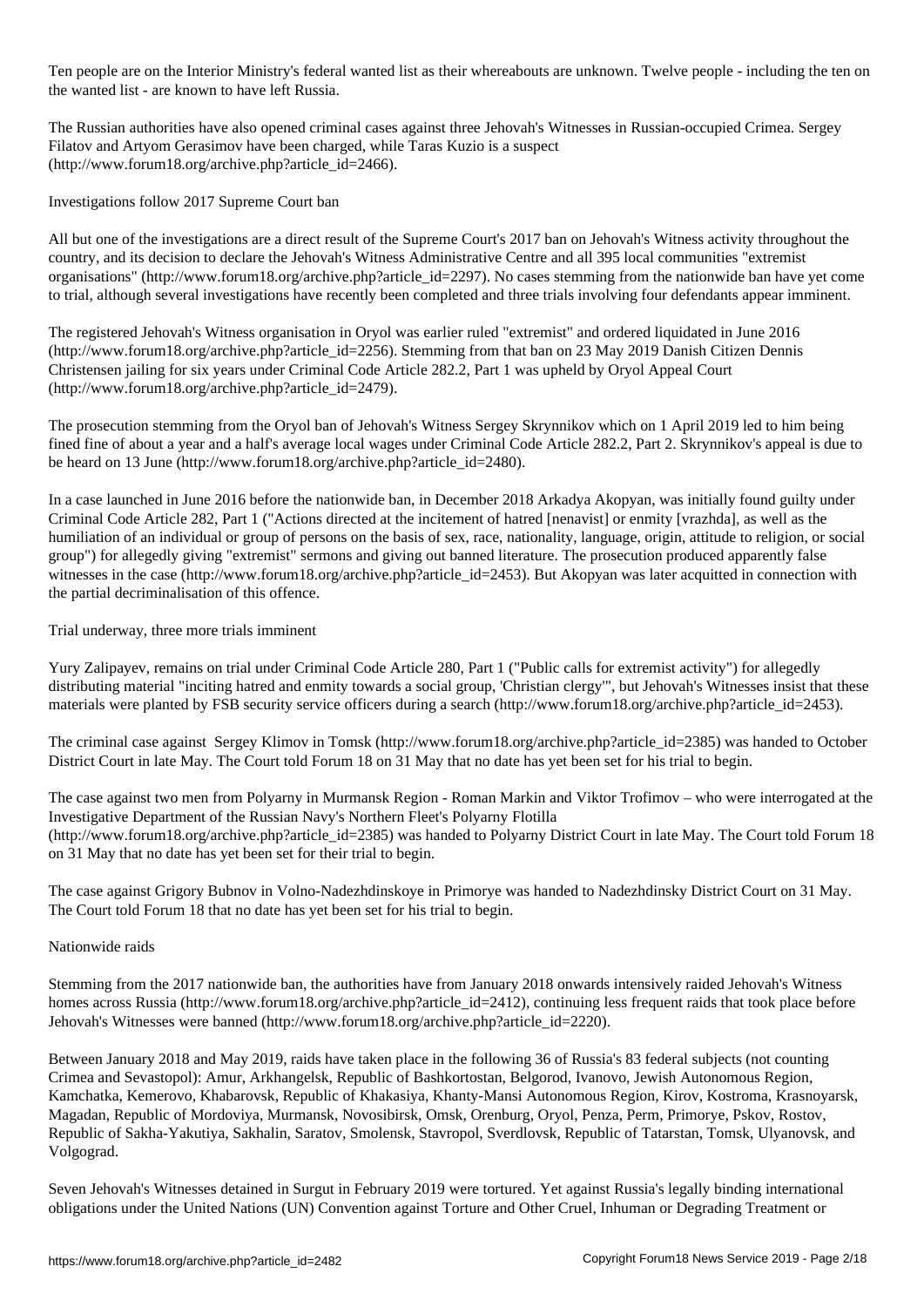Ten people are on the Interior Ministry's federal wanted list as their whereabouts are unknown. Twelve people - including the ten on the wanted list - are known to have left Russia.

The Russian authorities have also opened criminal cases against three Jehovah's Witnesses in Russian-occupied Crimea. Sergey Filatov and Artyom Gerasimov have been charged, while Taras Kuzio is a suspect (http://www.forum18.org/archive.php?article_id=2466).

## Investigations follow 2017 Supreme Court ban

All but one of the investigations are a direct result of the Supreme Court's 2017 ban on Jehovah's Witness activity throughout the country, and its decision to declare the Jehovah's Witness Administrative Centre and all 395 local communities "extremist organisations" (http://www.forum18.org/archive.php?article_id=2297). No cases stemming from the nationwide ban have yet come to trial, although several investigations have recently been completed and three trials involving four defendants appear imminent.

The registered Jehovah's Witness organisation in Oryol was earlier ruled "extremist" and ordered liquidated in June 2016 (http://www.forum18.org/archive.php?article_id=2256). Stemming from that ban on 23 May 2019 Danish Citizen Dennis Christensen jailing for six years under Criminal Code Article 282.2, Part 1 was upheld by Oryol Appeal Court (http://www.forum18.org/archive.php?article_id=2479).

The prosecution stemming from the Oryol ban of Jehovah's Witness Sergey Skrynnikov which on 1 April 2019 led to him being fined fine of about a year and a half's average local wages under Criminal Code Article 282.2, Part 2. Skrynnikov's appeal is due to be heard on 13 June (http://www.forum18.org/archive.php?article_id=2480).

In a case launched in June 2016 before the nationwide ban, in December 2018 Arkadya Akopyan, was initially found guilty under Criminal Code Article 282, Part 1 ("Actions directed at the incitement of hatred [nenavist] or enmity [vrazhda], as well as the humiliation of an individual or group of persons on the basis of sex, race, nationality, language, origin, attitude to religion, or social group") for allegedly giving "extremist" sermons and giving out banned literature. The prosecution produced apparently false witnesses in the case (http://www.forum18.org/archive.php?article_id=2453). But Akopyan was later acquitted in connection with the partial decriminalisation of this offence.

## Trial underway, three more trials imminent

Yury Zalipayev, remains on trial under Criminal Code Article 280, Part 1 ("Public calls for extremist activity") for allegedly distributing material "inciting hatred and enmity towards a social group, 'Christian clergy'", but Jehovah's Witnesses insist that these materials were planted by FSB security service officers during a search (http://www.forum18.org/archive.php?article_id=2453).

The criminal case against Sergey Klimov in Tomsk (http://www.forum18.org/archive.php?article_id=2385) was handed to October District Court in late May. The Court told Forum 18 on 31 May that no date has yet been set for his trial to begin.

The case against two men from Polyarny in Murmansk Region - Roman Markin and Viktor Trofimov – who were interrogated at the Investigative Department of the Russian Navy's Northern Fleet's Polyarny Flotilla (http://www.forum18.org/archive.php?article_id=2385) was handed to Polyarny District Court in late May. The Court told Forum 18 on 31 May that no date has yet been set for their trial to begin.

The case against Grigory Bubnov in Volno-Nadezhdinskoye in Primorye was handed to Nadezhdinsky District Court on 31 May. The Court told Forum 18 that no date has yet been set for his trial to begin.

## Nationwide raids

Stemming from the 2017 nationwide ban, the authorities have from January 2018 onwards intensively raided Jehovah's Witness homes across Russia (http://www.forum18.org/archive.php?article_id=2412), continuing less frequent raids that took place before Jehovah's Witnesses were banned (http://www.forum18.org/archive.php?article_id=2220).

Between January 2018 and May 2019, raids have taken place in the following 36 of Russia's 83 federal subjects (not counting Crimea and Sevastopol): Amur, Arkhangelsk, Republic of Bashkortostan, Belgorod, Ivanovo, Jewish Autonomous Region, Kamchatka, Kemerovo, Khabarovsk, Republic of Khakasiya, Khanty-Mansi Autonomous Region, Kirov, Kostroma, Krasnoyarsk, Magadan, Republic of Mordoviya, Murmansk, Novosibirsk, Omsk, Orenburg, Oryol, Penza, Perm, Primorye, Pskov, Rostov, Republic of Sakha-Yakutiya, Sakhalin, Saratov, Smolensk, Stavropol, Sverdlovsk, Republic of Tatarstan, Tomsk, Ulyanovsk, and Volgograd.

Seven Jehovah's Witnesses detained in Surgut in February 2019 were tortured. Yet against Russia's legally binding international obligations under the United Nations (UN) Convention against Torture and Other Cruel, Inhuman or Degrading Treatment or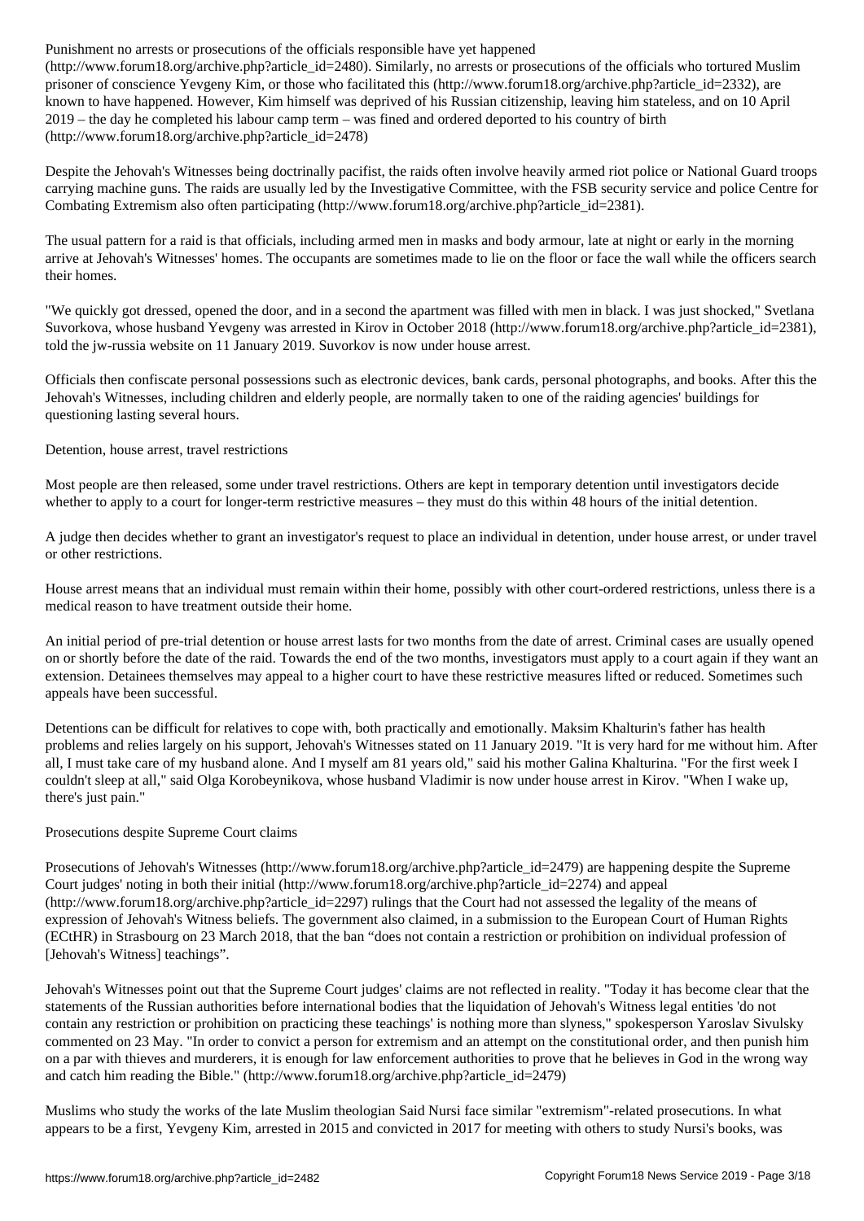Punishment no arrests or prosecutions of the officials responsible have yet happened (http://www.forum18.org/archive.php?article_id=2480). Similarly, no arrests or prosecutions of the officials who tortured Muslim prisoner of conscience Yevgeny Kim, or those who facilitated this (http://www.forum18.org/archive.php?article_id=2332), are known to have happened. However, Kim himself was deprived of his Russian citizenship, leaving him stateless, and on 10 April 2019 – the day he completed his labour camp term – was fined and ordered deported to his country of birth (http://www.forum18.org/archive.php?article_id=2478)

Despite the Jehovah's Witnesses being doctrinally pacifist, the raids often involve heavily armed riot police or National Guard troops carrying machine guns. The raids are usually led by the Investigative Committee, with the FSB security service and police Centre for Combating Extremism also often participating (http://www.forum18.org/archive.php?article_id=2381).

The usual pattern for a raid is that officials, including armed men in masks and body armour, late at night or early in the morning arrive at Jehovah's Witnesses' homes. The occupants are sometimes made to lie on the floor or face the wall while the officers search their homes.

"We quickly got dressed, opened the door, and in a second the apartment was filled with men in black. I was just shocked," Svetlana Suvorkova, whose husband Yevgeny was arrested in Kirov in October 2018 (http://www.forum18.org/archive.php?article_id=2381), told the jw-russia website on 11 January 2019. Suvorkov is now under house arrest.

Officials then confiscate personal possessions such as electronic devices, bank cards, personal photographs, and books. After this the Jehovah's Witnesses, including children and elderly people, are normally taken to one of the raiding agencies' buildings for questioning lasting several hours.

## Detention, house arrest, travel restrictions

Most people are then released, some under travel restrictions. Others are kept in temporary detention until investigators decide whether to apply to a court for longer-term restrictive measures – they must do this within 48 hours of the initial detention.

A judge then decides whether to grant an investigator's request to place an individual in detention, under house arrest, or under travel or other restrictions.

House arrest means that an individual must remain within their home, possibly with other court-ordered restrictions, unless there is a medical reason to have treatment outside their home.

An initial period of pre-trial detention or house arrest lasts for two months from the date of arrest. Criminal cases are usually opened on or shortly before the date of the raid. Towards the end of the two months, investigators must apply to a court again if they want an extension. Detainees themselves may appeal to a higher court to have these restrictive measures lifted or reduced. Sometimes such appeals have been successful.

Detentions can be difficult for relatives to cope with, both practically and emotionally. Maksim Khalturin's father has health problems and relies largely on his support, Jehovah's Witnesses stated on 11 January 2019. "It is very hard for me without him. After all, I must take care of my husband alone. And I myself am 81 years old," said his mother Galina Khalturina. "For the first week I couldn't sleep at all," said Olga Korobeynikova, whose husband Vladimir is now under house arrest in Kirov. "When I wake up, there's just pain."

## Prosecutions despite Supreme Court claims

Prosecutions of Jehovah's Witnesses (http://www.forum18.org/archive.php?article_id=2479) are happening despite the Supreme Court judges' noting in both their initial (http://www.forum18.org/archive.php?article_id=2274) and appeal (http://www.forum18.org/archive.php?article_id=2297) rulings that the Court had not assessed the legality of the means of expression of Jehovah's Witness beliefs. The government also claimed, in a submission to the European Court of Human Rights (ECtHR) in Strasbourg on 23 March 2018, that the ban "does not contain a restriction or prohibition on individual profession of [Jehovah's Witness] teachings".

Jehovah's Witnesses point out that the Supreme Court judges' claims are not reflected in reality. "Today it has become clear that the statements of the Russian authorities before international bodies that the liquidation of Jehovah's Witness legal entities 'do not contain any restriction or prohibition on practicing these teachings' is nothing more than slyness," spokesperson Yaroslav Sivulsky commented on 23 May. "In order to convict a person for extremism and an attempt on the constitutional order, and then punish him on a par with thieves and murderers, it is enough for law enforcement authorities to prove that he believes in God in the wrong way and catch him reading the Bible." (http://www.forum18.org/archive.php?article_id=2479)

Muslims who study the works of the late Muslim theologian Said Nursi face similar "extremism"-related prosecutions. In what appears to be a first, Yevgeny Kim, arrested in 2015 and convicted in 2017 for meeting with others to study Nursi's books, was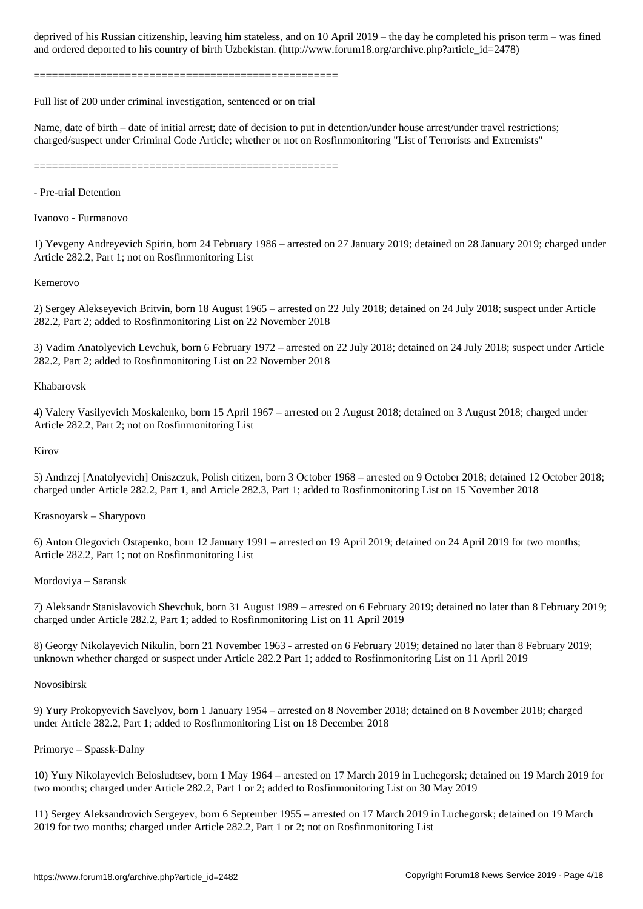deprived of his Russian citizenship, leaving him stateless, and on 10 April 2019 – the day he completed his prison term – was fined and ordered deported to his country of birth Uzbekistan. (http://www.forum18.org/archive.php?article_id=2478)

==================================================

Full list of 200 under criminal investigation, sentenced or on trial

Name, date of birth – date of initial arrest; date of decision to put in detention/under house arrest/under travel restrictions; charged/suspect under Criminal Code Article; whether or not on Rosfinmonitoring "List of Terrorists and Extremists"

==================================================

- Pre-trial Detention

Ivanovo - Furmanovo

1) Yevgeny Andreyevich Spirin, born 24 February 1986 – arrested on 27 January 2019; detained on 28 January 2019; charged under Article 282.2, Part 1; not on Rosfinmonitoring List

Kemerovo

2) Sergey Alekseyevich Britvin, born 18 August 1965 – arrested on 22 July 2018; detained on 24 July 2018; suspect under Article 282.2, Part 2; added to Rosfinmonitoring List on 22 November 2018

3) Vadim Anatolyevich Levchuk, born 6 February 1972 – arrested on 22 July 2018; detained on 24 July 2018; suspect under Article 282.2, Part 2; added to Rosfinmonitoring List on 22 November 2018

Khabarovsk

4) Valery Vasilyevich Moskalenko, born 15 April 1967 – arrested on 2 August 2018; detained on 3 August 2018; charged under Article 282.2, Part 2; not on Rosfinmonitoring List

Kirov

5) Andrzej [Anatolyevich] Oniszczuk, Polish citizen, born 3 October 1968 – arrested on 9 October 2018; detained 12 October 2018; charged under Article 282.2, Part 1, and Article 282.3, Part 1; added to Rosfinmonitoring List on 15 November 2018

Krasnoyarsk – Sharypovo

6) Anton Olegovich Ostapenko, born 12 January 1991 – arrested on 19 April 2019; detained on 24 April 2019 for two months; Article 282.2, Part 1; not on Rosfinmonitoring List

Mordoviya – Saransk

7) Aleksandr Stanislavovich Shevchuk, born 31 August 1989 – arrested on 6 February 2019; detained no later than 8 February 2019; charged under Article 282.2, Part 1; added to Rosfinmonitoring List on 11 April 2019

8) Georgy Nikolayevich Nikulin, born 21 November 1963 - arrested on 6 February 2019; detained no later than 8 February 2019; unknown whether charged or suspect under Article 282.2 Part 1; added to Rosfinmonitoring List on 11 April 2019

Novosibirsk

9) Yury Prokopyevich Savelyov, born 1 January 1954 – arrested on 8 November 2018; detained on 8 November 2018; charged under Article 282.2, Part 1; added to Rosfinmonitoring List on 18 December 2018

Primorye – Spassk-Dalny

10) Yury Nikolayevich Belosludtsev, born 1 May 1964 – arrested on 17 March 2019 in Luchegorsk; detained on 19 March 2019 for two months; charged under Article 282.2, Part 1 or 2; added to Rosfinmonitoring List on 30 May 2019

11) Sergey Aleksandrovich Sergeyev, born 6 September 1955 – arrested on 17 March 2019 in Luchegorsk; detained on 19 March 2019 for two months; charged under Article 282.2, Part 1 or 2; not on Rosfinmonitoring List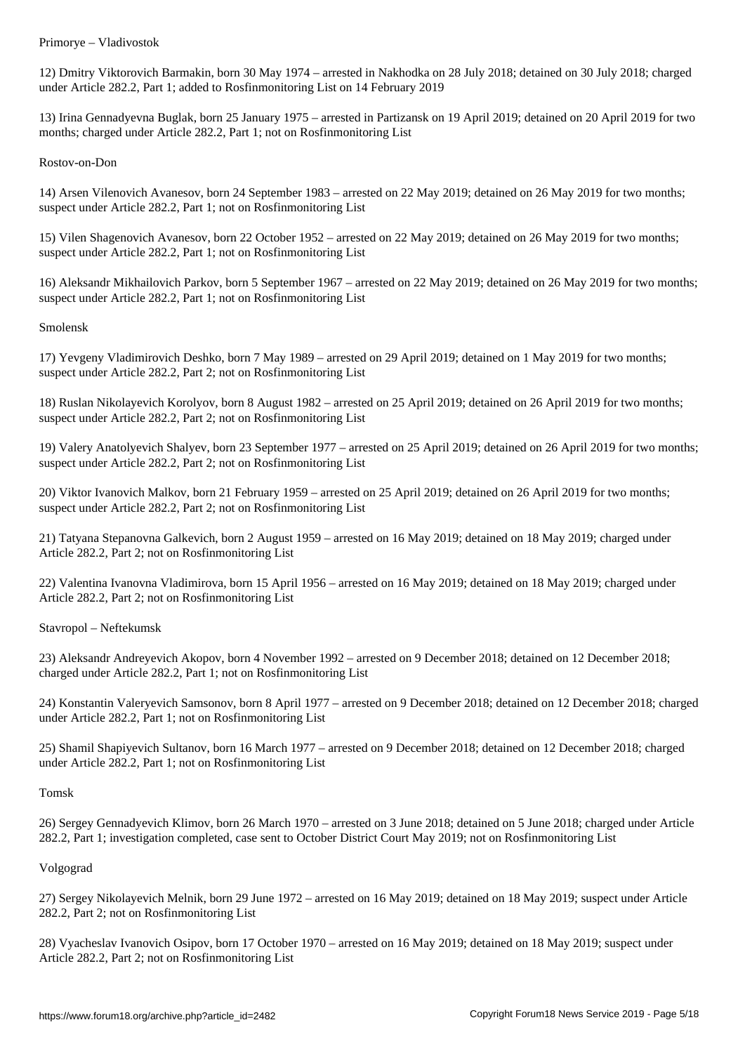Primorye – Vladivostok

12) Dmitry Viktorovich Barmakin, born 30 May 1974 – arrested in Nakhodka on 28 July 2018; detained on 30 July 2018; charged under Article 282.2, Part 1; added to Rosfinmonitoring List on 14 February 2019

13) Irina Gennadyevna Buglak, born 25 January 1975 – arrested in Partizansk on 19 April 2019; detained on 20 April 2019 for two months; charged under Article 282.2, Part 1; not on Rosfinmonitoring List

Rostov-on-Don

14) Arsen Vilenovich Avanesov, born 24 September 1983 – arrested on 22 May 2019; detained on 26 May 2019 for two months; suspect under Article 282.2, Part 1; not on Rosfinmonitoring List

15) Vilen Shagenovich Avanesov, born 22 October 1952 – arrested on 22 May 2019; detained on 26 May 2019 for two months; suspect under Article 282.2, Part 1; not on Rosfinmonitoring List

16) Aleksandr Mikhailovich Parkov, born 5 September 1967 – arrested on 22 May 2019; detained on 26 May 2019 for two months; suspect under Article 282.2, Part 1; not on Rosfinmonitoring List

Smolensk

17) Yevgeny Vladimirovich Deshko, born 7 May 1989 – arrested on 29 April 2019; detained on 1 May 2019 for two months; suspect under Article 282.2, Part 2; not on Rosfinmonitoring List

18) Ruslan Nikolayevich Korolyov, born 8 August 1982 – arrested on 25 April 2019; detained on 26 April 2019 for two months; suspect under Article 282.2, Part 2; not on Rosfinmonitoring List

19) Valery Anatolyevich Shalyev, born 23 September 1977 – arrested on 25 April 2019; detained on 26 April 2019 for two months; suspect under Article 282.2, Part 2; not on Rosfinmonitoring List

20) Viktor Ivanovich Malkov, born 21 February 1959 – arrested on 25 April 2019; detained on 26 April 2019 for two months; suspect under Article 282.2, Part 2; not on Rosfinmonitoring List

21) Tatyana Stepanovna Galkevich, born 2 August 1959 – arrested on 16 May 2019; detained on 18 May 2019; charged under Article 282.2, Part 2; not on Rosfinmonitoring List

22) Valentina Ivanovna Vladimirova, born 15 April 1956 – arrested on 16 May 2019; detained on 18 May 2019; charged under Article 282.2, Part 2; not on Rosfinmonitoring List

Stavropol – Neftekumsk

23) Aleksandr Andreyevich Akopov, born 4 November 1992 – arrested on 9 December 2018; detained on 12 December 2018; charged under Article 282.2, Part 1; not on Rosfinmonitoring List

24) Konstantin Valeryevich Samsonov, born 8 April 1977 – arrested on 9 December 2018; detained on 12 December 2018; charged under Article 282.2, Part 1; not on Rosfinmonitoring List

25) Shamil Shapiyevich Sultanov, born 16 March 1977 – arrested on 9 December 2018; detained on 12 December 2018; charged under Article 282.2, Part 1; not on Rosfinmonitoring List

Tomsk

26) Sergey Gennadyevich Klimov, born 26 March 1970 – arrested on 3 June 2018; detained on 5 June 2018; charged under Article 282.2, Part 1; investigation completed, case sent to October District Court May 2019; not on Rosfinmonitoring List

Volgograd

27) Sergey Nikolayevich Melnik, born 29 June 1972 – arrested on 16 May 2019; detained on 18 May 2019; suspect under Article 282.2, Part 2; not on Rosfinmonitoring List

28) Vyacheslav Ivanovich Osipov, born 17 October 1970 – arrested on 16 May 2019; detained on 18 May 2019; suspect under Article 282.2, Part 2; not on Rosfinmonitoring List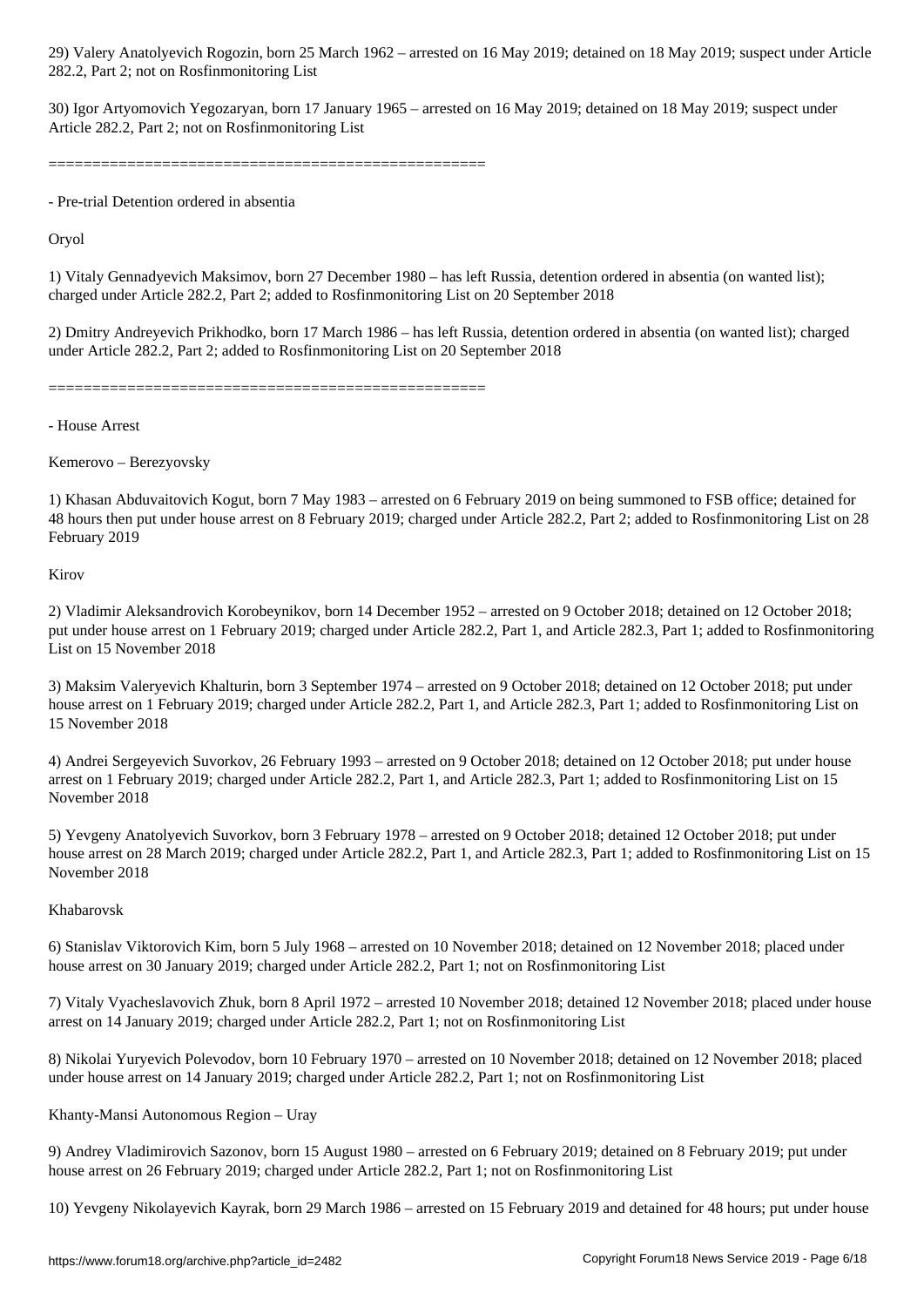29) Valery Anatolyevich Rogozin, born 25 March 1962 – arrested on 16 May 2019; detained on 18 May 2019; suspect under Article 282.2, Part 2; not on Rosfinmonitoring List

30) Igor Artyomovich Yegozaryan, born 17 January 1965 – arrested on 16 May 2019; detained on 18 May 2019; suspect under Article 282.2, Part 2; not on Rosfinmonitoring List

==================================================

- Pre-trial Detention ordered in absentia

Oryol

1) Vitaly Gennadyevich Maksimov, born 27 December 1980 – has left Russia, detention ordered in absentia (on wanted list); charged under Article 282.2, Part 2; added to Rosfinmonitoring List on 20 September 2018

2) Dmitry Andreyevich Prikhodko, born 17 March 1986 – has left Russia, detention ordered in absentia (on wanted list); charged under Article 282.2, Part 2; added to Rosfinmonitoring List on 20 September 2018

==================================================

- House Arrest

Kemerovo – Berezyovsky

1) Khasan Abduvaitovich Kogut, born 7 May 1983 – arrested on 6 February 2019 on being summoned to FSB office; detained for 48 hours then put under house arrest on 8 February 2019; charged under Article 282.2, Part 2; added to Rosfinmonitoring List on 28 February 2019

Kirov

2) Vladimir Aleksandrovich Korobeynikov, born 14 December 1952 – arrested on 9 October 2018; detained on 12 October 2018; put under house arrest on 1 February 2019; charged under Article 282.2, Part 1, and Article 282.3, Part 1; added to Rosfinmonitoring List on 15 November 2018

3) Maksim Valeryevich Khalturin, born 3 September 1974 – arrested on 9 October 2018; detained on 12 October 2018; put under house arrest on 1 February 2019; charged under Article 282.2, Part 1, and Article 282.3, Part 1; added to Rosfinmonitoring List on 15 November 2018

4) Andrei Sergeyevich Suvorkov, 26 February 1993 – arrested on 9 October 2018; detained on 12 October 2018; put under house arrest on 1 February 2019; charged under Article 282.2, Part 1, and Article 282.3, Part 1; added to Rosfinmonitoring List on 15 November 2018

5) Yevgeny Anatolyevich Suvorkov, born 3 February 1978 – arrested on 9 October 2018; detained 12 October 2018; put under house arrest on 28 March 2019; charged under Article 282.2, Part 1, and Article 282.3, Part 1; added to Rosfinmonitoring List on 15 November 2018

Khabarovsk

6) Stanislav Viktorovich Kim, born 5 July 1968 – arrested on 10 November 2018; detained on 12 November 2018; placed under house arrest on 30 January 2019; charged under Article 282.2, Part 1; not on Rosfinmonitoring List

7) Vitaly Vyacheslavovich Zhuk, born 8 April 1972 – arrested 10 November 2018; detained 12 November 2018; placed under house arrest on 14 January 2019; charged under Article 282.2, Part 1; not on Rosfinmonitoring List

8) Nikolai Yuryevich Polevodov, born 10 February 1970 – arrested on 10 November 2018; detained on 12 November 2018; placed under house arrest on 14 January 2019; charged under Article 282.2, Part 1; not on Rosfinmonitoring List

Khanty-Mansi Autonomous Region – Uray

9) Andrey Vladimirovich Sazonov, born 15 August 1980 – arrested on 6 February 2019; detained on 8 February 2019; put under house arrest on 26 February 2019; charged under Article 282.2, Part 1; not on Rosfinmonitoring List

10) Yevgeny Nikolayevich Kayrak, born 29 March 1986 – arrested on 15 February 2019 and detained for 48 hours; put under house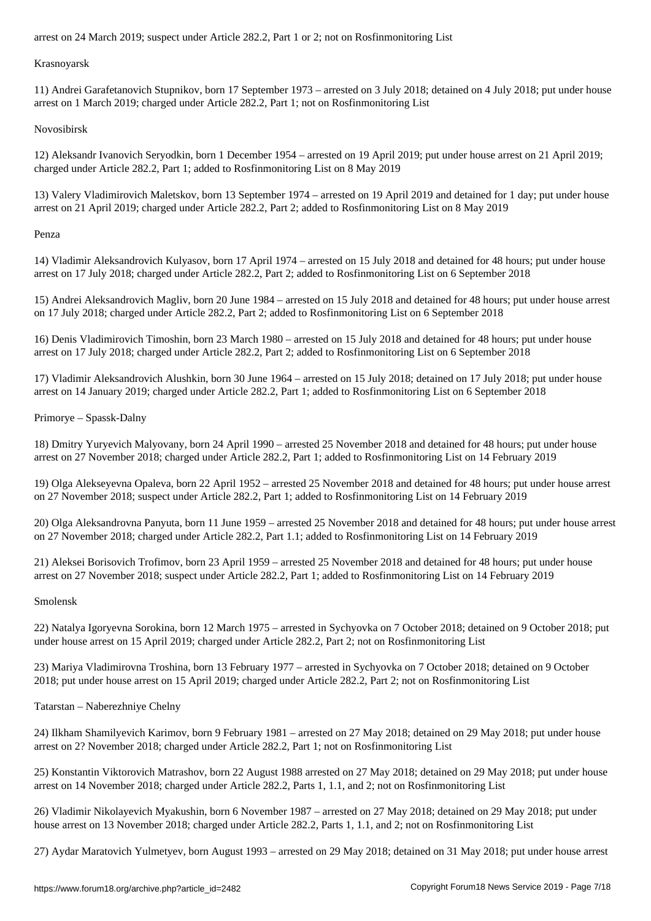arrest on 24 March 2019; suspect under Article 282.2, Part 1 or 2; not on Rosfinmonitoring List

Krasnoyarsk

11) Andrei Garafetanovich Stupnikov, born 17 September 1973 – arrested on 3 July 2018; detained on 4 July 2018; put under house arrest on 1 March 2019; charged under Article 282.2, Part 1; not on Rosfinmonitoring List

Novosibirsk

12) Aleksandr Ivanovich Seryodkin, born 1 December 1954 – arrested on 19 April 2019; put under house arrest on 21 April 2019; charged under Article 282.2, Part 1; added to Rosfinmonitoring List on 8 May 2019

13) Valery Vladimirovich Maletskov, born 13 September 1974 – arrested on 19 April 2019 and detained for 1 day; put under house arrest on 21 April 2019; charged under Article 282.2, Part 2; added to Rosfinmonitoring List on 8 May 2019

Penza

14) Vladimir Aleksandrovich Kulyasov, born 17 April 1974 – arrested on 15 July 2018 and detained for 48 hours; put under house arrest on 17 July 2018; charged under Article 282.2, Part 2; added to Rosfinmonitoring List on 6 September 2018

15) Andrei Aleksandrovich Magliv, born 20 June 1984 – arrested on 15 July 2018 and detained for 48 hours; put under house arrest on 17 July 2018; charged under Article 282.2, Part 2; added to Rosfinmonitoring List on 6 September 2018

16) Denis Vladimirovich Timoshin, born 23 March 1980 – arrested on 15 July 2018 and detained for 48 hours; put under house arrest on 17 July 2018; charged under Article 282.2, Part 2; added to Rosfinmonitoring List on 6 September 2018

17) Vladimir Aleksandrovich Alushkin, born 30 June 1964 – arrested on 15 July 2018; detained on 17 July 2018; put under house arrest on 14 January 2019; charged under Article 282.2, Part 1; added to Rosfinmonitoring List on 6 September 2018

Primorye – Spassk-Dalny

18) Dmitry Yuryevich Malyovany, born 24 April 1990 – arrested 25 November 2018 and detained for 48 hours; put under house arrest on 27 November 2018; charged under Article 282.2, Part 1; added to Rosfinmonitoring List on 14 February 2019

19) Olga Alekseyevna Opaleva, born 22 April 1952 – arrested 25 November 2018 and detained for 48 hours; put under house arrest on 27 November 2018; suspect under Article 282.2, Part 1; added to Rosfinmonitoring List on 14 February 2019

20) Olga Aleksandrovna Panyuta, born 11 June 1959 – arrested 25 November 2018 and detained for 48 hours; put under house arrest on 27 November 2018; charged under Article 282.2, Part 1.1; added to Rosfinmonitoring List on 14 February 2019

21) Aleksei Borisovich Trofimov, born 23 April 1959 – arrested 25 November 2018 and detained for 48 hours; put under house arrest on 27 November 2018; suspect under Article 282.2, Part 1; added to Rosfinmonitoring List on 14 February 2019

Smolensk

22) Natalya Igoryevna Sorokina, born 12 March 1975 – arrested in Sychyovka on 7 October 2018; detained on 9 October 2018; put under house arrest on 15 April 2019; charged under Article 282.2, Part 2; not on Rosfinmonitoring List

23) Mariya Vladimirovna Troshina, born 13 February 1977 – arrested in Sychyovka on 7 October 2018; detained on 9 October 2018; put under house arrest on 15 April 2019; charged under Article 282.2, Part 2; not on Rosfinmonitoring List

Tatarstan – Naberezhniye Chelny

24) Ilkham Shamilyevich Karimov, born 9 February 1981 – arrested on 27 May 2018; detained on 29 May 2018; put under house arrest on 2? November 2018; charged under Article 282.2, Part 1; not on Rosfinmonitoring List

25) Konstantin Viktorovich Matrashov, born 22 August 1988 arrested on 27 May 2018; detained on 29 May 2018; put under house arrest on 14 November 2018; charged under Article 282.2, Parts 1, 1.1, and 2; not on Rosfinmonitoring List

26) Vladimir Nikolayevich Myakushin, born 6 November 1987 – arrested on 27 May 2018; detained on 29 May 2018; put under house arrest on 13 November 2018; charged under Article 282.2, Parts 1, 1.1, and 2; not on Rosfinmonitoring List

27) Aydar Maratovich Yulmetyev, born August 1993 – arrested on 29 May 2018; detained on 31 May 2018; put under house arrest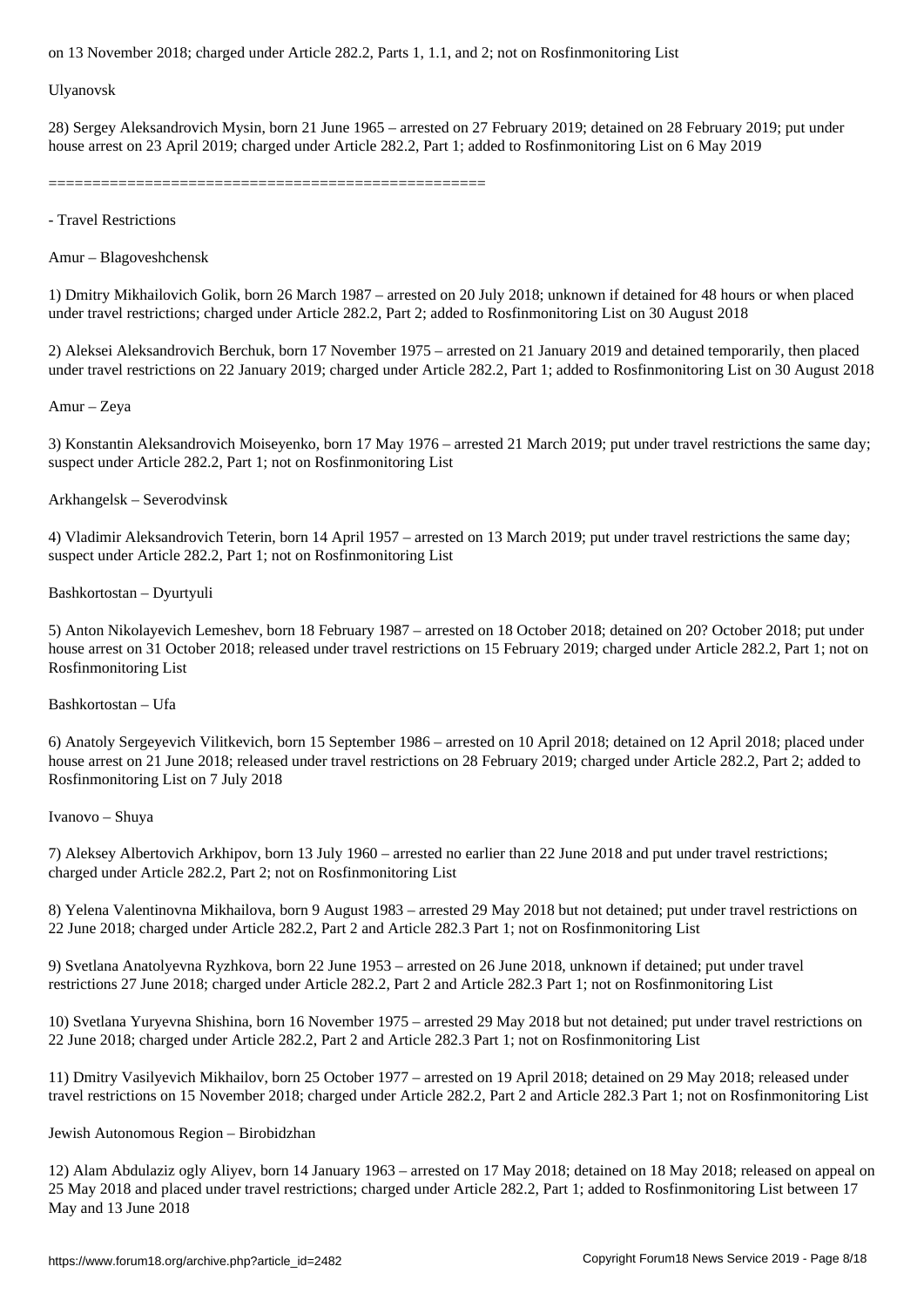on 13 November 2018; charged under Article 282.2, Parts 1, 1.1, and 2; not on Rosfinmonitoring List

Ulyanovsk

28) Sergey Aleksandrovich Mysin, born 21 June 1965 – arrested on 27 February 2019; detained on 28 February 2019; put under house arrest on 23 April 2019; charged under Article 282.2, Part 1; added to Rosfinmonitoring List on 6 May 2019

==================================================

- Travel Restrictions

Amur – Blagoveshchensk

1) Dmitry Mikhailovich Golik, born 26 March 1987 – arrested on 20 July 2018; unknown if detained for 48 hours or when placed under travel restrictions; charged under Article 282.2, Part 2; added to Rosfinmonitoring List on 30 August 2018

2) Aleksei Aleksandrovich Berchuk, born 17 November 1975 – arrested on 21 January 2019 and detained temporarily, then placed under travel restrictions on 22 January 2019; charged under Article 282.2, Part 1; added to Rosfinmonitoring List on 30 August 2018

Amur – Zeya

3) Konstantin Aleksandrovich Moiseyenko, born 17 May 1976 – arrested 21 March 2019; put under travel restrictions the same day; suspect under Article 282.2, Part 1; not on Rosfinmonitoring List

Arkhangelsk – Severodvinsk

4) Vladimir Aleksandrovich Teterin, born 14 April 1957 – arrested on 13 March 2019; put under travel restrictions the same day; suspect under Article 282.2, Part 1; not on Rosfinmonitoring List

Bashkortostan – Dyurtyuli

5) Anton Nikolayevich Lemeshev, born 18 February 1987 – arrested on 18 October 2018; detained on 20? October 2018; put under house arrest on 31 October 2018; released under travel restrictions on 15 February 2019; charged under Article 282.2, Part 1; not on Rosfinmonitoring List

Bashkortostan – Ufa

6) Anatoly Sergeyevich Vilitkevich, born 15 September 1986 – arrested on 10 April 2018; detained on 12 April 2018; placed under house arrest on 21 June 2018; released under travel restrictions on 28 February 2019; charged under Article 282.2, Part 2; added to Rosfinmonitoring List on 7 July 2018

Ivanovo – Shuya

7) Aleksey Albertovich Arkhipov, born 13 July 1960 – arrested no earlier than 22 June 2018 and put under travel restrictions; charged under Article 282.2, Part 2; not on Rosfinmonitoring List

8) Yelena Valentinovna Mikhailova, born 9 August 1983 – arrested 29 May 2018 but not detained; put under travel restrictions on 22 June 2018; charged under Article 282.2, Part 2 and Article 282.3 Part 1; not on Rosfinmonitoring List

9) Svetlana Anatolyevna Ryzhkova, born 22 June 1953 – arrested on 26 June 2018, unknown if detained; put under travel restrictions 27 June 2018; charged under Article 282.2, Part 2 and Article 282.3 Part 1; not on Rosfinmonitoring List

10) Svetlana Yuryevna Shishina, born 16 November 1975 – arrested 29 May 2018 but not detained; put under travel restrictions on 22 June 2018; charged under Article 282.2, Part 2 and Article 282.3 Part 1; not on Rosfinmonitoring List

11) Dmitry Vasilyevich Mikhailov, born 25 October 1977 – arrested on 19 April 2018; detained on 29 May 2018; released under travel restrictions on 15 November 2018; charged under Article 282.2, Part 2 and Article 282.3 Part 1; not on Rosfinmonitoring List

Jewish Autonomous Region – Birobidzhan

12) Alam Abdulaziz ogly Aliyev, born 14 January 1963 – arrested on 17 May 2018; detained on 18 May 2018; released on appeal on 25 May 2018 and placed under travel restrictions; charged under Article 282.2, Part 1; added to Rosfinmonitoring List between 17 May and 13 June 2018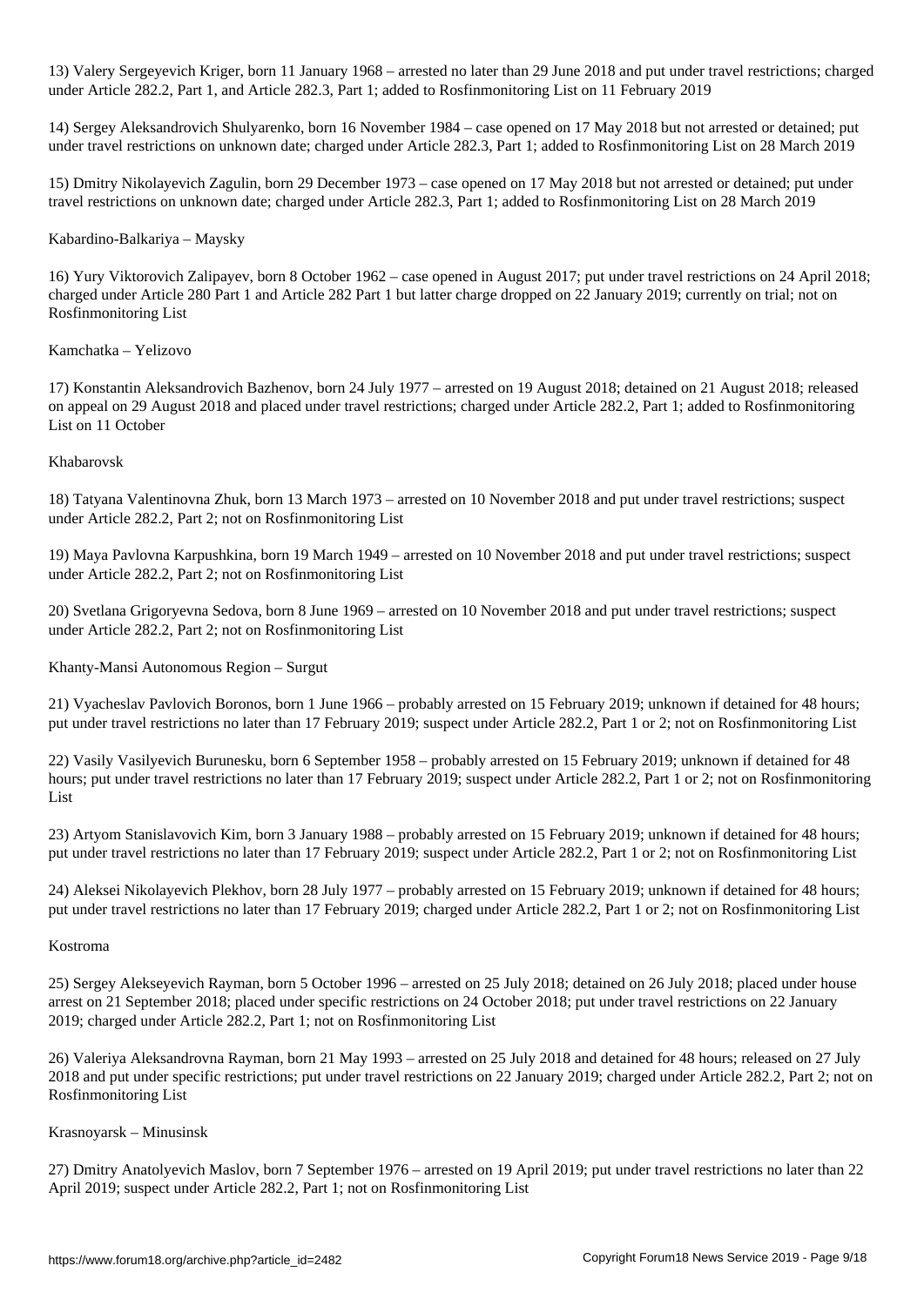13) Valery Sergeyevich Kriger, born 11 January 1968 – arrested no later than 29 June 2018 and put under travel restrictions; charged under Article 282.2, Part 1, and Article 282.3, Part 1; added to Rosfinmonitoring List on 11 February 2019

14) Sergey Aleksandrovich Shulyarenko, born 16 November 1984 – case opened on 17 May 2018 but not arrested or detained; put under travel restrictions on unknown date; charged under Article 282.3, Part 1; added to Rosfinmonitoring List on 28 March 2019

15) Dmitry Nikolayevich Zagulin, born 29 December 1973 – case opened on 17 May 2018 but not arrested or detained; put under travel restrictions on unknown date; charged under Article 282.3, Part 1; added to Rosfinmonitoring List on 28 March 2019

Kabardino-Balkariya – Maysky

16) Yury Viktorovich Zalipayev, born 8 October 1962 – case opened in August 2017; put under travel restrictions on 24 April 2018; charged under Article 280 Part 1 and Article 282 Part 1 but latter charge dropped on 22 January 2019; currently on trial; not on Rosfinmonitoring List

Kamchatka – Yelizovo

17) Konstantin Aleksandrovich Bazhenov, born 24 July 1977 – arrested on 19 August 2018; detained on 21 August 2018; released on appeal on 29 August 2018 and placed under travel restrictions; charged under Article 282.2, Part 1; added to Rosfinmonitoring List on 11 October

Khabarovsk

18) Tatyana Valentinovna Zhuk, born 13 March 1973 – arrested on 10 November 2018 and put under travel restrictions; suspect under Article 282.2, Part 2; not on Rosfinmonitoring List

19) Maya Pavlovna Karpushkina, born 19 March 1949 – arrested on 10 November 2018 and put under travel restrictions; suspect under Article 282.2, Part 2; not on Rosfinmonitoring List

20) Svetlana Grigoryevna Sedova, born 8 June 1969 – arrested on 10 November 2018 and put under travel restrictions; suspect under Article 282.2, Part 2; not on Rosfinmonitoring List

Khanty-Mansi Autonomous Region – Surgut

21) Vyacheslav Pavlovich Boronos, born 1 June 1966 – probably arrested on 15 February 2019; unknown if detained for 48 hours; put under travel restrictions no later than 17 February 2019; suspect under Article 282.2, Part 1 or 2; not on Rosfinmonitoring List

22) Vasily Vasilyevich Burunesku, born 6 September 1958 – probably arrested on 15 February 2019; unknown if detained for 48 hours; put under travel restrictions no later than 17 February 2019; suspect under Article 282.2, Part 1 or 2; not on Rosfinmonitoring List

23) Artyom Stanislavovich Kim, born 3 January 1988 – probably arrested on 15 February 2019; unknown if detained for 48 hours; put under travel restrictions no later than 17 February 2019; suspect under Article 282.2, Part 1 or 2; not on Rosfinmonitoring List

24) Aleksei Nikolayevich Plekhov, born 28 July 1977 – probably arrested on 15 February 2019; unknown if detained for 48 hours; put under travel restrictions no later than 17 February 2019; charged under Article 282.2, Part 1 or 2; not on Rosfinmonitoring List

Kostroma

25) Sergey Alekseyevich Rayman, born 5 October 1996 – arrested on 25 July 2018; detained on 26 July 2018; placed under house arrest on 21 September 2018; placed under specific restrictions on 24 October 2018; put under travel restrictions on 22 January 2019; charged under Article 282.2, Part 1; not on Rosfinmonitoring List

26) Valeriya Aleksandrovna Rayman, born 21 May 1993 – arrested on 25 July 2018 and detained for 48 hours; released on 27 July 2018 and put under specific restrictions; put under travel restrictions on 22 January 2019; charged under Article 282.2, Part 2; not on Rosfinmonitoring List

Krasnoyarsk – Minusinsk

27) Dmitry Anatolyevich Maslov, born 7 September 1976 – arrested on 19 April 2019; put under travel restrictions no later than 22 April 2019; suspect under Article 282.2, Part 1; not on Rosfinmonitoring List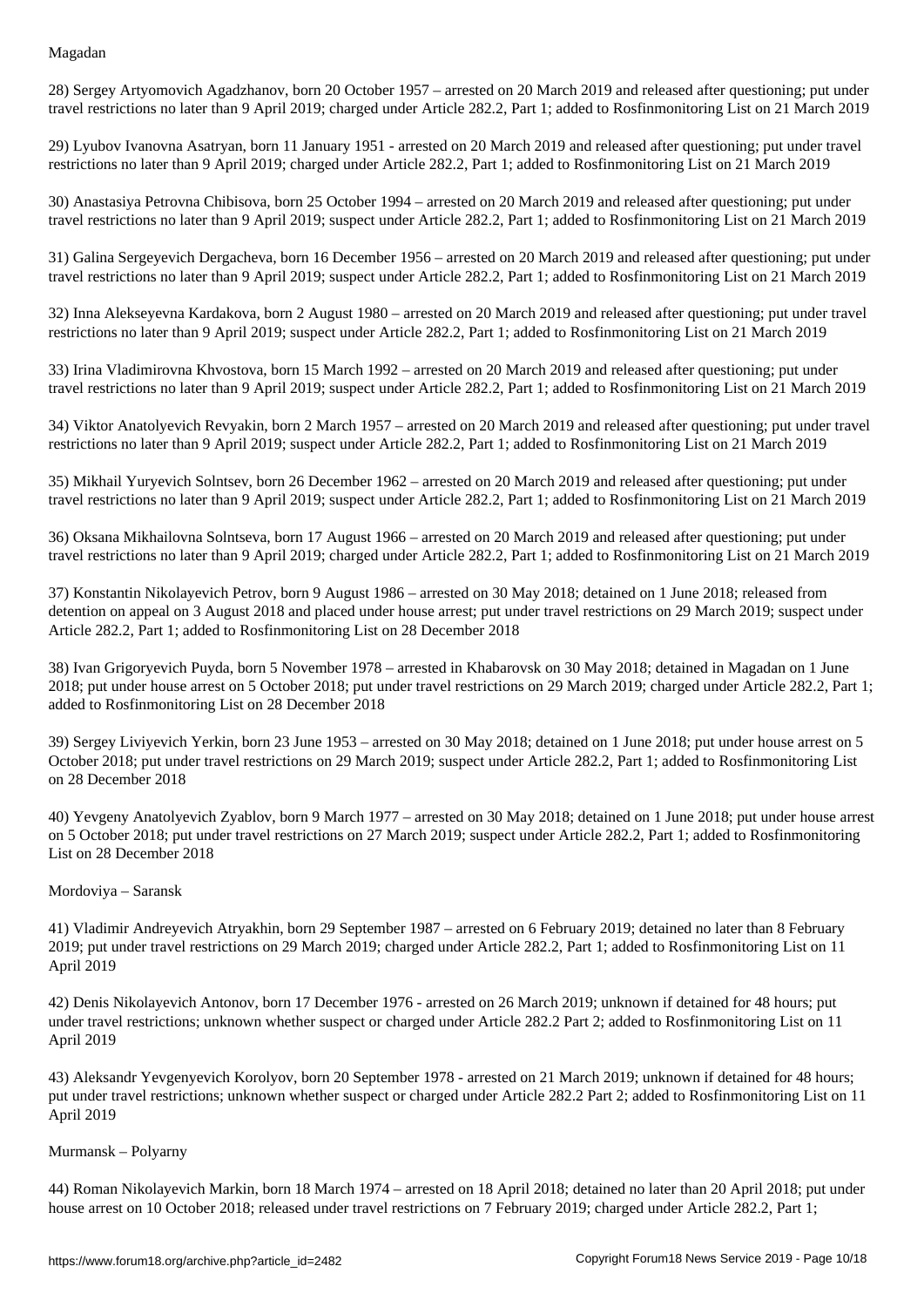Magadan

28) Sergey Artyomovich Agadzhanov, born 20 October 1957 – arrested on 20 March 2019 and released after questioning; put under travel restrictions no later than 9 April 2019; charged under Article 282.2, Part 1; added to Rosfinmonitoring List on 21 March 2019

29) Lyubov Ivanovna Asatryan, born 11 January 1951 - arrested on 20 March 2019 and released after questioning; put under travel restrictions no later than 9 April 2019; charged under Article 282.2, Part 1; added to Rosfinmonitoring List on 21 March 2019

30) Anastasiya Petrovna Chibisova, born 25 October 1994 – arrested on 20 March 2019 and released after questioning; put under travel restrictions no later than 9 April 2019; suspect under Article 282.2, Part 1; added to Rosfinmonitoring List on 21 March 2019

31) Galina Sergeyevich Dergacheva, born 16 December 1956 – arrested on 20 March 2019 and released after questioning; put under travel restrictions no later than 9 April 2019; suspect under Article 282.2, Part 1; added to Rosfinmonitoring List on 21 March 2019

32) Inna Alekseyevna Kardakova, born 2 August 1980 – arrested on 20 March 2019 and released after questioning; put under travel restrictions no later than 9 April 2019; suspect under Article 282.2, Part 1; added to Rosfinmonitoring List on 21 March 2019

33) Irina Vladimirovna Khvostova, born 15 March 1992 – arrested on 20 March 2019 and released after questioning; put under travel restrictions no later than 9 April 2019; suspect under Article 282.2, Part 1; added to Rosfinmonitoring List on 21 March 2019

34) Viktor Anatolyevich Revyakin, born 2 March 1957 – arrested on 20 March 2019 and released after questioning; put under travel restrictions no later than 9 April 2019; suspect under Article 282.2, Part 1; added to Rosfinmonitoring List on 21 March 2019

35) Mikhail Yuryevich Solntsev, born 26 December 1962 – arrested on 20 March 2019 and released after questioning; put under travel restrictions no later than 9 April 2019; suspect under Article 282.2, Part 1; added to Rosfinmonitoring List on 21 March 2019

36) Oksana Mikhailovna Solntseva, born 17 August 1966 – arrested on 20 March 2019 and released after questioning; put under travel restrictions no later than 9 April 2019; charged under Article 282.2, Part 1; added to Rosfinmonitoring List on 21 March 2019

37) Konstantin Nikolayevich Petrov, born 9 August 1986 – arrested on 30 May 2018; detained on 1 June 2018; released from detention on appeal on 3 August 2018 and placed under house arrest; put under travel restrictions on 29 March 2019; suspect under Article 282.2, Part 1; added to Rosfinmonitoring List on 28 December 2018

38) Ivan Grigoryevich Puyda, born 5 November 1978 – arrested in Khabarovsk on 30 May 2018; detained in Magadan on 1 June 2018; put under house arrest on 5 October 2018; put under travel restrictions on 29 March 2019; charged under Article 282.2, Part 1; added to Rosfinmonitoring List on 28 December 2018

39) Sergey Liviyevich Yerkin, born 23 June 1953 – arrested on 30 May 2018; detained on 1 June 2018; put under house arrest on 5 October 2018; put under travel restrictions on 29 March 2019; suspect under Article 282.2, Part 1; added to Rosfinmonitoring List on 28 December 2018

40) Yevgeny Anatolyevich Zyablov, born 9 March 1977 – arrested on 30 May 2018; detained on 1 June 2018; put under house arrest on 5 October 2018; put under travel restrictions on 27 March 2019; suspect under Article 282.2, Part 1; added to Rosfinmonitoring List on 28 December 2018

Mordoviya – Saransk

41) Vladimir Andreyevich Atryakhin, born 29 September 1987 – arrested on 6 February 2019; detained no later than 8 February 2019; put under travel restrictions on 29 March 2019; charged under Article 282.2, Part 1; added to Rosfinmonitoring List on 11 April 2019

42) Denis Nikolayevich Antonov, born 17 December 1976 - arrested on 26 March 2019; unknown if detained for 48 hours; put under travel restrictions; unknown whether suspect or charged under Article 282.2 Part 2; added to Rosfinmonitoring List on 11 April 2019

43) Aleksandr Yevgenyevich Korolyov, born 20 September 1978 - arrested on 21 March 2019; unknown if detained for 48 hours; put under travel restrictions; unknown whether suspect or charged under Article 282.2 Part 2; added to Rosfinmonitoring List on 11 April 2019

Murmansk – Polyarny

44) Roman Nikolayevich Markin, born 18 March 1974 – arrested on 18 April 2018; detained no later than 20 April 2018; put under house arrest on 10 October 2018; released under travel restrictions on 7 February 2019; charged under Article 282.2, Part 1;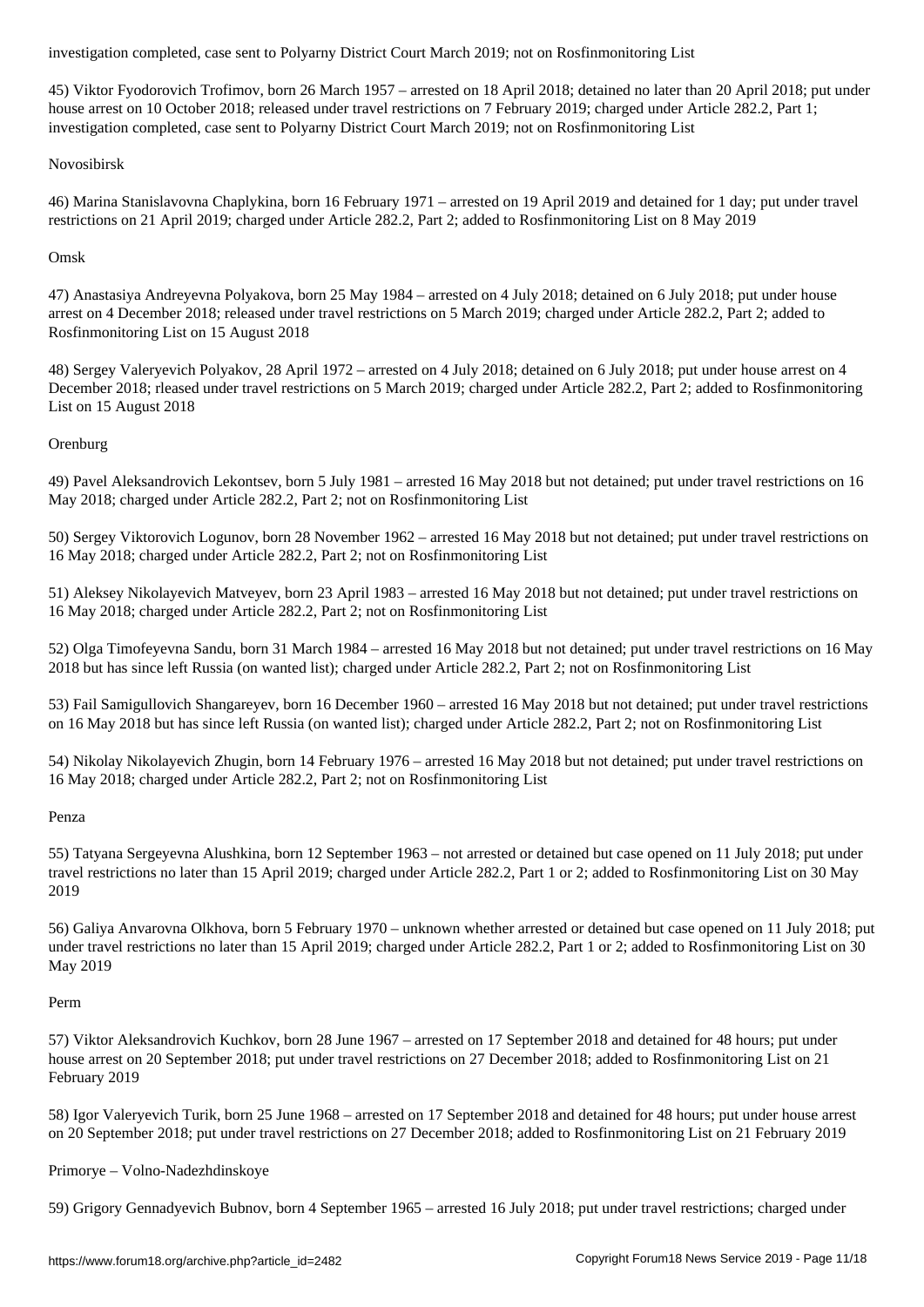investigation completed, case sent to Polyarny District Court March 2019; not on Rosfinmonitoring List

45) Viktor Fyodorovich Trofimov, born 26 March 1957 – arrested on 18 April 2018; detained no later than 20 April 2018; put under house arrest on 10 October 2018; released under travel restrictions on 7 February 2019; charged under Article 282.2, Part 1; investigation completed, case sent to Polyarny District Court March 2019; not on Rosfinmonitoring List

Novosibirsk

46) Marina Stanislavovna Chaplykina, born 16 February 1971 – arrested on 19 April 2019 and detained for 1 day; put under travel restrictions on 21 April 2019; charged under Article 282.2, Part 2; added to Rosfinmonitoring List on 8 May 2019

Omsk

47) Anastasiya Andreyevna Polyakova, born 25 May 1984 – arrested on 4 July 2018; detained on 6 July 2018; put under house arrest on 4 December 2018; released under travel restrictions on 5 March 2019; charged under Article 282.2, Part 2; added to Rosfinmonitoring List on 15 August 2018

48) Sergey Valeryevich Polyakov, 28 April 1972 – arrested on 4 July 2018; detained on 6 July 2018; put under house arrest on 4 December 2018; rleased under travel restrictions on 5 March 2019; charged under Article 282.2, Part 2; added to Rosfinmonitoring List on 15 August 2018

Orenburg

49) Pavel Aleksandrovich Lekontsev, born 5 July 1981 – arrested 16 May 2018 but not detained; put under travel restrictions on 16 May 2018; charged under Article 282.2, Part 2; not on Rosfinmonitoring List

50) Sergey Viktorovich Logunov, born 28 November 1962 – arrested 16 May 2018 but not detained; put under travel restrictions on 16 May 2018; charged under Article 282.2, Part 2; not on Rosfinmonitoring List

51) Aleksey Nikolayevich Matveyev, born 23 April 1983 – arrested 16 May 2018 but not detained; put under travel restrictions on 16 May 2018; charged under Article 282.2, Part 2; not on Rosfinmonitoring List

52) Olga Timofeyevna Sandu, born 31 March 1984 – arrested 16 May 2018 but not detained; put under travel restrictions on 16 May 2018 but has since left Russia (on wanted list); charged under Article 282.2, Part 2; not on Rosfinmonitoring List

53) Fail Samigullovich Shangareyev, born 16 December 1960 – arrested 16 May 2018 but not detained; put under travel restrictions on 16 May 2018 but has since left Russia (on wanted list); charged under Article 282.2, Part 2; not on Rosfinmonitoring List

54) Nikolay Nikolayevich Zhugin, born 14 February 1976 – arrested 16 May 2018 but not detained; put under travel restrictions on 16 May 2018; charged under Article 282.2, Part 2; not on Rosfinmonitoring List

Penza

55) Tatyana Sergeyevna Alushkina, born 12 September 1963 – not arrested or detained but case opened on 11 July 2018; put under travel restrictions no later than 15 April 2019; charged under Article 282.2, Part 1 or 2; added to Rosfinmonitoring List on 30 May 2019

56) Galiya Anvarovna Olkhova, born 5 February 1970 – unknown whether arrested or detained but case opened on 11 July 2018; put under travel restrictions no later than 15 April 2019; charged under Article 282.2, Part 1 or 2; added to Rosfinmonitoring List on 30 May 2019

Perm

57) Viktor Aleksandrovich Kuchkov, born 28 June 1967 – arrested on 17 September 2018 and detained for 48 hours; put under house arrest on 20 September 2018; put under travel restrictions on 27 December 2018; added to Rosfinmonitoring List on 21 February 2019

58) Igor Valeryevich Turik, born 25 June 1968 – arrested on 17 September 2018 and detained for 48 hours; put under house arrest on 20 September 2018; put under travel restrictions on 27 December 2018; added to Rosfinmonitoring List on 21 February 2019

Primorye – Volno-Nadezhdinskoye

59) Grigory Gennadyevich Bubnov, born 4 September 1965 – arrested 16 July 2018; put under travel restrictions; charged under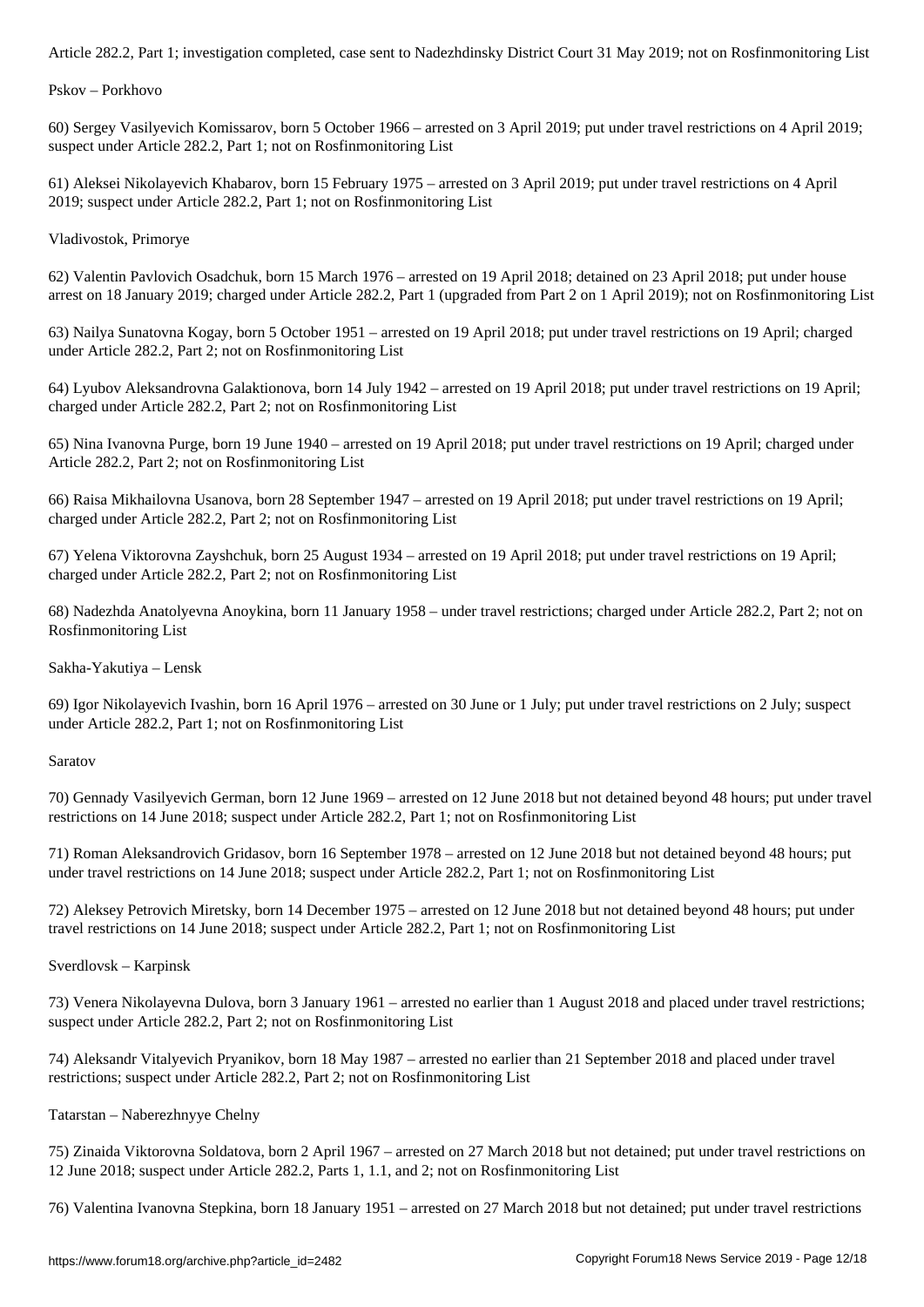Article 282.2, Part 1; investigation completed, case sent to Nadezhdinsky District Court 31 May 2019; not on Rosfinmonitoring List

Pskov – Porkhovo

60) Sergey Vasilyevich Komissarov, born 5 October 1966 – arrested on 3 April 2019; put under travel restrictions on 4 April 2019; suspect under Article 282.2, Part 1; not on Rosfinmonitoring List

61) Aleksei Nikolayevich Khabarov, born 15 February 1975 – arrested on 3 April 2019; put under travel restrictions on 4 April 2019; suspect under Article 282.2, Part 1; not on Rosfinmonitoring List

Vladivostok, Primorye

62) Valentin Pavlovich Osadchuk, born 15 March 1976 – arrested on 19 April 2018; detained on 23 April 2018; put under house arrest on 18 January 2019; charged under Article 282.2, Part 1 (upgraded from Part 2 on 1 April 2019); not on Rosfinmonitoring List

63) Nailya Sunatovna Kogay, born 5 October 1951 – arrested on 19 April 2018; put under travel restrictions on 19 April; charged under Article 282.2, Part 2; not on Rosfinmonitoring List

64) Lyubov Aleksandrovna Galaktionova, born 14 July 1942 – arrested on 19 April 2018; put under travel restrictions on 19 April; charged under Article 282.2, Part 2; not on Rosfinmonitoring List

65) Nina Ivanovna Purge, born 19 June 1940 – arrested on 19 April 2018; put under travel restrictions on 19 April; charged under Article 282.2, Part 2; not on Rosfinmonitoring List

66) Raisa Mikhailovna Usanova, born 28 September 1947 – arrested on 19 April 2018; put under travel restrictions on 19 April; charged under Article 282.2, Part 2; not on Rosfinmonitoring List

67) Yelena Viktorovna Zayshchuk, born 25 August 1934 – arrested on 19 April 2018; put under travel restrictions on 19 April; charged under Article 282.2, Part 2; not on Rosfinmonitoring List

68) Nadezhda Anatolyevna Anoykina, born 11 January 1958 – under travel restrictions; charged under Article 282.2, Part 2; not on Rosfinmonitoring List

Sakha-Yakutiya – Lensk

69) Igor Nikolayevich Ivashin, born 16 April 1976 – arrested on 30 June or 1 July; put under travel restrictions on 2 July; suspect under Article 282.2, Part 1; not on Rosfinmonitoring List

Saratov

70) Gennady Vasilyevich German, born 12 June 1969 – arrested on 12 June 2018 but not detained beyond 48 hours; put under travel restrictions on 14 June 2018; suspect under Article 282.2, Part 1; not on Rosfinmonitoring List

71) Roman Aleksandrovich Gridasov, born 16 September 1978 – arrested on 12 June 2018 but not detained beyond 48 hours; put under travel restrictions on 14 June 2018; suspect under Article 282.2, Part 1; not on Rosfinmonitoring List

72) Aleksey Petrovich Miretsky, born 14 December 1975 – arrested on 12 June 2018 but not detained beyond 48 hours; put under travel restrictions on 14 June 2018; suspect under Article 282.2, Part 1; not on Rosfinmonitoring List

Sverdlovsk – Karpinsk

73) Venera Nikolayevna Dulova, born 3 January 1961 – arrested no earlier than 1 August 2018 and placed under travel restrictions; suspect under Article 282.2, Part 2; not on Rosfinmonitoring List

74) Aleksandr Vitalyevich Pryanikov, born 18 May 1987 – arrested no earlier than 21 September 2018 and placed under travel restrictions; suspect under Article 282.2, Part 2; not on Rosfinmonitoring List

Tatarstan – Naberezhnyye Chelny

75) Zinaida Viktorovna Soldatova, born 2 April 1967 – arrested on 27 March 2018 but not detained; put under travel restrictions on 12 June 2018; suspect under Article 282.2, Parts 1, 1.1, and 2; not on Rosfinmonitoring List

76) Valentina Ivanovna Stepkina, born 18 January 1951 – arrested on 27 March 2018 but not detained; put under travel restrictions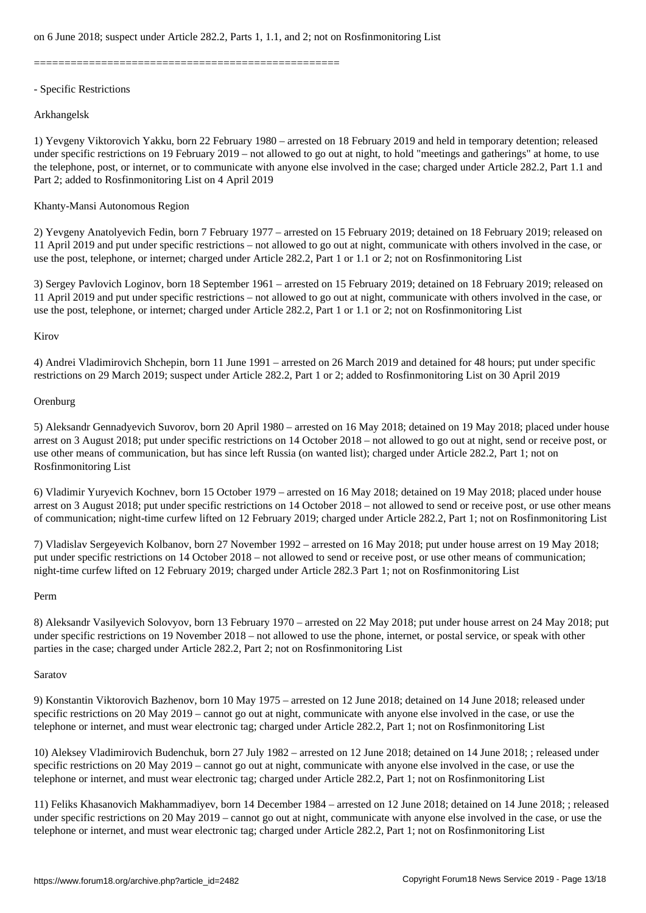on 6 June 2018; suspect under Article 282.2, Parts 1, 1.1, and 2; not on Rosfinmonitoring List

==================================================

- Specific Restrictions

Arkhangelsk

1) Yevgeny Viktorovich Yakku, born 22 February 1980 – arrested on 18 February 2019 and held in temporary detention; released under specific restrictions on 19 February 2019 – not allowed to go out at night, to hold "meetings and gatherings" at home, to use the telephone, post, or internet, or to communicate with anyone else involved in the case; charged under Article 282.2, Part 1.1 and Part 2; added to Rosfinmonitoring List on 4 April 2019

Khanty-Mansi Autonomous Region

2) Yevgeny Anatolyevich Fedin, born 7 February 1977 – arrested on 15 February 2019; detained on 18 February 2019; released on 11 April 2019 and put under specific restrictions – not allowed to go out at night, communicate with others involved in the case, or use the post, telephone, or internet; charged under Article 282.2, Part 1 or 1.1 or 2; not on Rosfinmonitoring List

3) Sergey Pavlovich Loginov, born 18 September 1961 – arrested on 15 February 2019; detained on 18 February 2019; released on 11 April 2019 and put under specific restrictions – not allowed to go out at night, communicate with others involved in the case, or use the post, telephone, or internet; charged under Article 282.2, Part 1 or 1.1 or 2; not on Rosfinmonitoring List

Kirov

4) Andrei Vladimirovich Shchepin, born 11 June 1991 – arrested on 26 March 2019 and detained for 48 hours; put under specific restrictions on 29 March 2019; suspect under Article 282.2, Part 1 or 2; added to Rosfinmonitoring List on 30 April 2019

Orenburg

5) Aleksandr Gennadyevich Suvorov, born 20 April 1980 – arrested on 16 May 2018; detained on 19 May 2018; placed under house arrest on 3 August 2018; put under specific restrictions on 14 October 2018 – not allowed to go out at night, send or receive post, or use other means of communication, but has since left Russia (on wanted list); charged under Article 282.2, Part 1; not on Rosfinmonitoring List

6) Vladimir Yuryevich Kochnev, born 15 October 1979 – arrested on 16 May 2018; detained on 19 May 2018; placed under house arrest on 3 August 2018; put under specific restrictions on 14 October 2018 – not allowed to send or receive post, or use other means of communication; night-time curfew lifted on 12 February 2019; charged under Article 282.2, Part 1; not on Rosfinmonitoring List

7) Vladislav Sergeyevich Kolbanov, born 27 November 1992 – arrested on 16 May 2018; put under house arrest on 19 May 2018; put under specific restrictions on 14 October 2018 – not allowed to send or receive post, or use other means of communication; night-time curfew lifted on 12 February 2019; charged under Article 282.3 Part 1; not on Rosfinmonitoring List

Perm

8) Aleksandr Vasilyevich Solovyov, born 13 February 1970 – arrested on 22 May 2018; put under house arrest on 24 May 2018; put under specific restrictions on 19 November 2018 – not allowed to use the phone, internet, or postal service, or speak with other parties in the case; charged under Article 282.2, Part 2; not on Rosfinmonitoring List

Saratov

9) Konstantin Viktorovich Bazhenov, born 10 May 1975 – arrested on 12 June 2018; detained on 14 June 2018; released under specific restrictions on 20 May 2019 – cannot go out at night, communicate with anyone else involved in the case, or use the telephone or internet, and must wear electronic tag; charged under Article 282.2, Part 1; not on Rosfinmonitoring List

10) Aleksey Vladimirovich Budenchuk, born 27 July 1982 – arrested on 12 June 2018; detained on 14 June 2018; ; released under specific restrictions on 20 May 2019 – cannot go out at night, communicate with anyone else involved in the case, or use the telephone or internet, and must wear electronic tag; charged under Article 282.2, Part 1; not on Rosfinmonitoring List

11) Feliks Khasanovich Makhammadiyev, born 14 December 1984 – arrested on 12 June 2018; detained on 14 June 2018; ; released under specific restrictions on 20 May 2019 – cannot go out at night, communicate with anyone else involved in the case, or use the telephone or internet, and must wear electronic tag; charged under Article 282.2, Part 1; not on Rosfinmonitoring List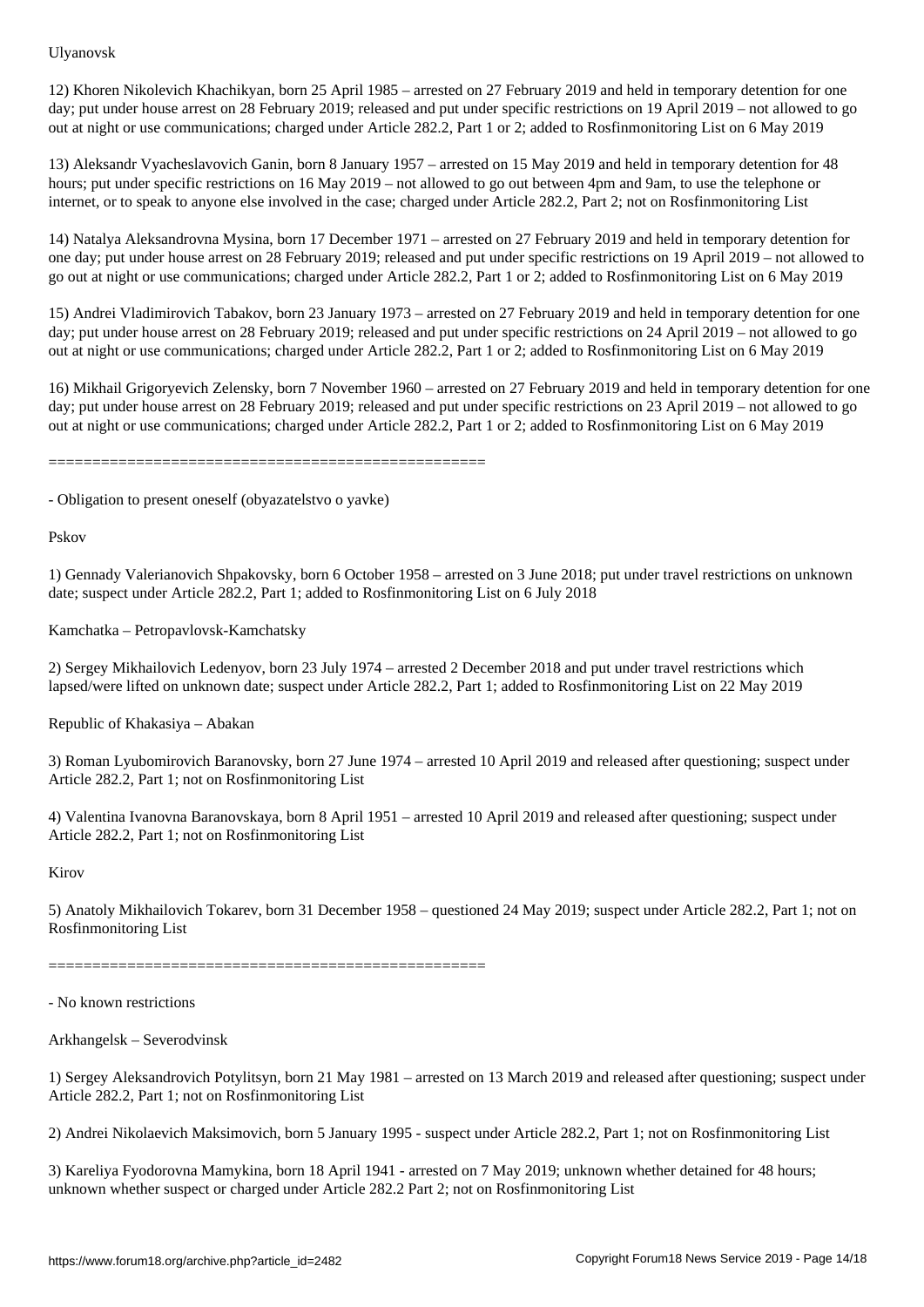Ulyanovsk

12) Khoren Nikolevich Khachikyan, born 25 April 1985 – arrested on 27 February 2019 and held in temporary detention for one day; put under house arrest on 28 February 2019; released and put under specific restrictions on 19 April 2019 – not allowed to go out at night or use communications; charged under Article 282.2, Part 1 or 2; added to Rosfinmonitoring List on 6 May 2019

13) Aleksandr Vyacheslavovich Ganin, born 8 January 1957 – arrested on 15 May 2019 and held in temporary detention for 48 hours; put under specific restrictions on 16 May 2019 – not allowed to go out between 4pm and 9am, to use the telephone or internet, or to speak to anyone else involved in the case; charged under Article 282.2, Part 2; not on Rosfinmonitoring List

14) Natalya Aleksandrovna Mysina, born 17 December 1971 – arrested on 27 February 2019 and held in temporary detention for one day; put under house arrest on 28 February 2019; released and put under specific restrictions on 19 April 2019 – not allowed to go out at night or use communications; charged under Article 282.2, Part 1 or 2; added to Rosfinmonitoring List on 6 May 2019

15) Andrei Vladimirovich Tabakov, born 23 January 1973 – arrested on 27 February 2019 and held in temporary detention for one day; put under house arrest on 28 February 2019; released and put under specific restrictions on 24 April 2019 – not allowed to go out at night or use communications; charged under Article 282.2, Part 1 or 2; added to Rosfinmonitoring List on 6 May 2019

16) Mikhail Grigoryevich Zelensky, born 7 November 1960 – arrested on 27 February 2019 and held in temporary detention for one day; put under house arrest on 28 February 2019; released and put under specific restrictions on 23 April 2019 – not allowed to go out at night or use communications; charged under Article 282.2, Part 1 or 2; added to Rosfinmonitoring List on 6 May 2019

==================================================

- Obligation to present oneself (obyazatelstvo o yavke)

Pskov

1) Gennady Valerianovich Shpakovsky, born 6 October 1958 – arrested on 3 June 2018; put under travel restrictions on unknown date; suspect under Article 282.2, Part 1; added to Rosfinmonitoring List on 6 July 2018

Kamchatka – Petropavlovsk-Kamchatsky

2) Sergey Mikhailovich Ledenyov, born 23 July 1974 – arrested 2 December 2018 and put under travel restrictions which lapsed/were lifted on unknown date; suspect under Article 282.2, Part 1; added to Rosfinmonitoring List on 22 May 2019

Republic of Khakasiya – Abakan

3) Roman Lyubomirovich Baranovsky, born 27 June 1974 – arrested 10 April 2019 and released after questioning; suspect under Article 282.2, Part 1; not on Rosfinmonitoring List

4) Valentina Ivanovna Baranovskaya, born 8 April 1951 – arrested 10 April 2019 and released after questioning; suspect under Article 282.2, Part 1; not on Rosfinmonitoring List

Kirov

5) Anatoly Mikhailovich Tokarev, born 31 December 1958 – questioned 24 May 2019; suspect under Article 282.2, Part 1; not on Rosfinmonitoring List

==================================================

- No known restrictions

Arkhangelsk – Severodvinsk

1) Sergey Aleksandrovich Potylitsyn, born 21 May 1981 – arrested on 13 March 2019 and released after questioning; suspect under Article 282.2, Part 1; not on Rosfinmonitoring List

2) Andrei Nikolaevich Maksimovich, born 5 January 1995 - suspect under Article 282.2, Part 1; not on Rosfinmonitoring List

3) Kareliya Fyodorovna Mamykina, born 18 April 1941 - arrested on 7 May 2019; unknown whether detained for 48 hours; unknown whether suspect or charged under Article 282.2 Part 2; not on Rosfinmonitoring List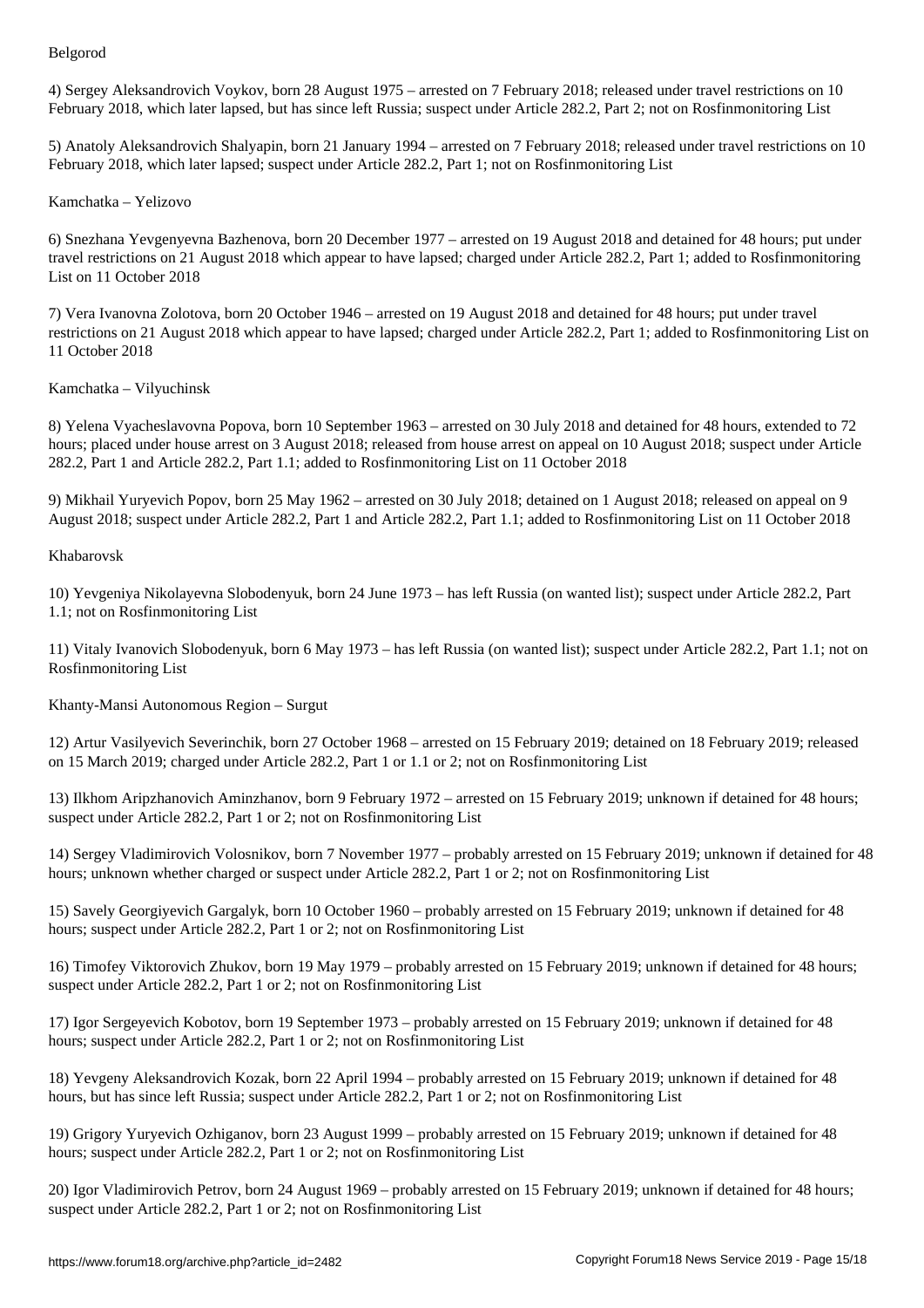Belgorod

4) Sergey Aleksandrovich Voykov, born 28 August 1975 – arrested on 7 February 2018; released under travel restrictions on 10 February 2018, which later lapsed, but has since left Russia; suspect under Article 282.2, Part 2; not on Rosfinmonitoring List

5) Anatoly Aleksandrovich Shalyapin, born 21 January 1994 – arrested on 7 February 2018; released under travel restrictions on 10 February 2018, which later lapsed; suspect under Article 282.2, Part 1; not on Rosfinmonitoring List

Kamchatka – Yelizovo

6) Snezhana Yevgenyevna Bazhenova, born 20 December 1977 – arrested on 19 August 2018 and detained for 48 hours; put under travel restrictions on 21 August 2018 which appear to have lapsed; charged under Article 282.2, Part 1; added to Rosfinmonitoring List on 11 October 2018

7) Vera Ivanovna Zolotova, born 20 October 1946 – arrested on 19 August 2018 and detained for 48 hours; put under travel restrictions on 21 August 2018 which appear to have lapsed; charged under Article 282.2, Part 1; added to Rosfinmonitoring List on 11 October 2018

Kamchatka – Vilyuchinsk

8) Yelena Vyacheslavovna Popova, born 10 September 1963 – arrested on 30 July 2018 and detained for 48 hours, extended to 72 hours; placed under house arrest on 3 August 2018; released from house arrest on appeal on 10 August 2018; suspect under Article 282.2, Part 1 and Article 282.2, Part 1.1; added to Rosfinmonitoring List on 11 October 2018

9) Mikhail Yuryevich Popov, born 25 May 1962 – arrested on 30 July 2018; detained on 1 August 2018; released on appeal on 9 August 2018; suspect under Article 282.2, Part 1 and Article 282.2, Part 1.1; added to Rosfinmonitoring List on 11 October 2018

Khabarovsk

10) Yevgeniya Nikolayevna Slobodenyuk, born 24 June 1973 – has left Russia (on wanted list); suspect under Article 282.2, Part 1.1; not on Rosfinmonitoring List

11) Vitaly Ivanovich Slobodenyuk, born 6 May 1973 – has left Russia (on wanted list); suspect under Article 282.2, Part 1.1; not on Rosfinmonitoring List

Khanty-Mansi Autonomous Region – Surgut

12) Artur Vasilyevich Severinchik, born 27 October 1968 – arrested on 15 February 2019; detained on 18 February 2019; released on 15 March 2019; charged under Article 282.2, Part 1 or 1.1 or 2; not on Rosfinmonitoring List

13) Ilkhom Aripzhanovich Aminzhanov, born 9 February 1972 – arrested on 15 February 2019; unknown if detained for 48 hours; suspect under Article 282.2, Part 1 or 2; not on Rosfinmonitoring List

14) Sergey Vladimirovich Volosnikov, born 7 November 1977 – probably arrested on 15 February 2019; unknown if detained for 48 hours; unknown whether charged or suspect under Article 282.2, Part 1 or 2; not on Rosfinmonitoring List

15) Savely Georgiyevich Gargalyk, born 10 October 1960 – probably arrested on 15 February 2019; unknown if detained for 48 hours; suspect under Article 282.2, Part 1 or 2; not on Rosfinmonitoring List

16) Timofey Viktorovich Zhukov, born 19 May 1979 – probably arrested on 15 February 2019; unknown if detained for 48 hours; suspect under Article 282.2, Part 1 or 2; not on Rosfinmonitoring List

17) Igor Sergeyevich Kobotov, born 19 September 1973 – probably arrested on 15 February 2019; unknown if detained for 48 hours; suspect under Article 282.2, Part 1 or 2; not on Rosfinmonitoring List

18) Yevgeny Aleksandrovich Kozak, born 22 April 1994 – probably arrested on 15 February 2019; unknown if detained for 48 hours, but has since left Russia; suspect under Article 282.2, Part 1 or 2; not on Rosfinmonitoring List

19) Grigory Yuryevich Ozhiganov, born 23 August 1999 – probably arrested on 15 February 2019; unknown if detained for 48 hours; suspect under Article 282.2, Part 1 or 2; not on Rosfinmonitoring List

20) Igor Vladimirovich Petrov, born 24 August 1969 – probably arrested on 15 February 2019; unknown if detained for 48 hours; suspect under Article 282.2, Part 1 or 2; not on Rosfinmonitoring List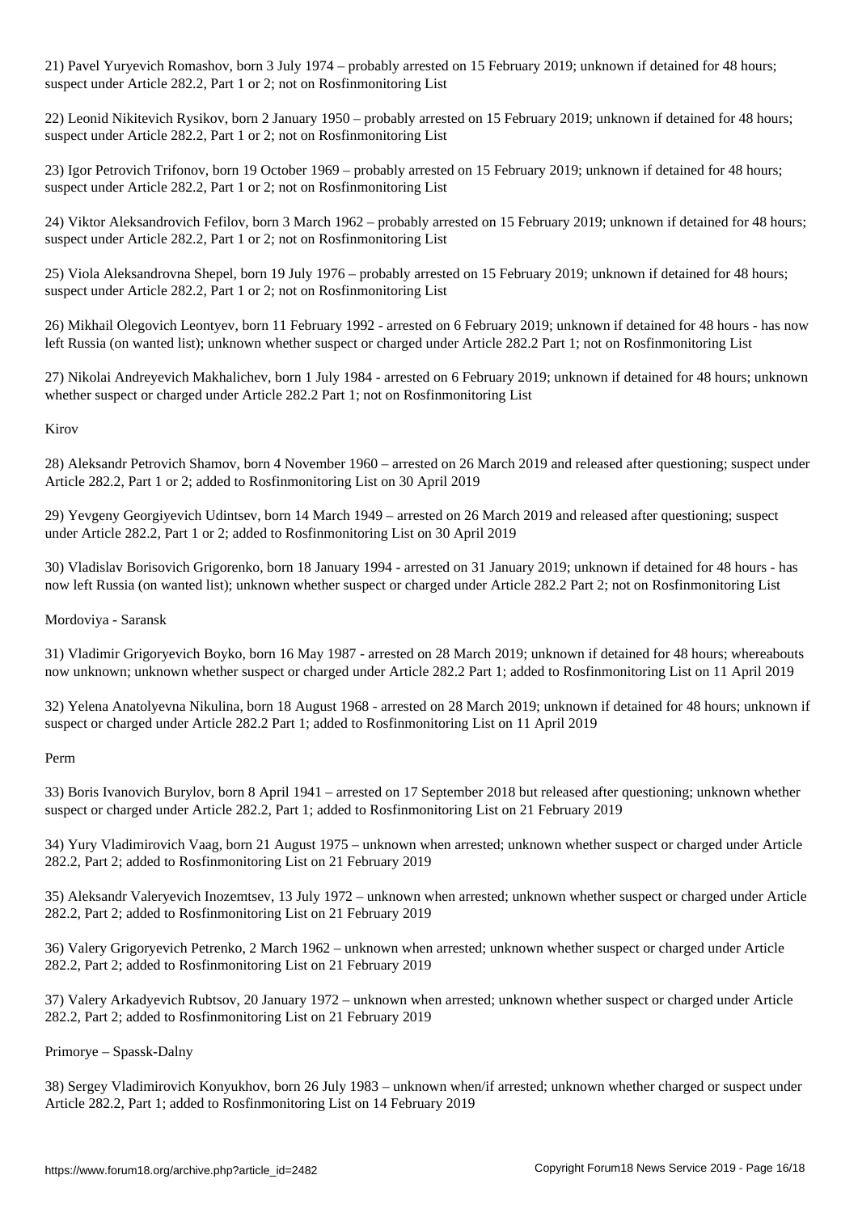21) Pavel Yuryevich Romashov, born 3 July 1974 – probably arrested on 15 February 2019; unknown if detained for 48 hours; suspect under Article 282.2, Part 1 or 2; not on Rosfinmonitoring List

22) Leonid Nikitevich Rysikov, born 2 January 1950 – probably arrested on 15 February 2019; unknown if detained for 48 hours; suspect under Article 282.2, Part 1 or 2; not on Rosfinmonitoring List

23) Igor Petrovich Trifonov, born 19 October 1969 – probably arrested on 15 February 2019; unknown if detained for 48 hours; suspect under Article 282.2, Part 1 or 2; not on Rosfinmonitoring List

24) Viktor Aleksandrovich Fefilov, born 3 March 1962 – probably arrested on 15 February 2019; unknown if detained for 48 hours; suspect under Article 282.2, Part 1 or 2; not on Rosfinmonitoring List

25) Viola Aleksandrovna Shepel, born 19 July 1976 – probably arrested on 15 February 2019; unknown if detained for 48 hours; suspect under Article 282.2, Part 1 or 2; not on Rosfinmonitoring List

26) Mikhail Olegovich Leontyev, born 11 February 1992 - arrested on 6 February 2019; unknown if detained for 48 hours - has now left Russia (on wanted list); unknown whether suspect or charged under Article 282.2 Part 1; not on Rosfinmonitoring List

27) Nikolai Andreyevich Makhalichev, born 1 July 1984 - arrested on 6 February 2019; unknown if detained for 48 hours; unknown whether suspect or charged under Article 282.2 Part 1; not on Rosfinmonitoring List

Kirov

28) Aleksandr Petrovich Shamov, born 4 November 1960 – arrested on 26 March 2019 and released after questioning; suspect under Article 282.2, Part 1 or 2; added to Rosfinmonitoring List on 30 April 2019

29) Yevgeny Georgiyevich Udintsev, born 14 March 1949 – arrested on 26 March 2019 and released after questioning; suspect under Article 282.2, Part 1 or 2; added to Rosfinmonitoring List on 30 April 2019

30) Vladislav Borisovich Grigorenko, born 18 January 1994 - arrested on 31 January 2019; unknown if detained for 48 hours - has now left Russia (on wanted list); unknown whether suspect or charged under Article 282.2 Part 2; not on Rosfinmonitoring List

Mordoviya - Saransk

31) Vladimir Grigoryevich Boyko, born 16 May 1987 - arrested on 28 March 2019; unknown if detained for 48 hours; whereabouts now unknown; unknown whether suspect or charged under Article 282.2 Part 1; added to Rosfinmonitoring List on 11 April 2019

32) Yelena Anatolyevna Nikulina, born 18 August 1968 - arrested on 28 March 2019; unknown if detained for 48 hours; unknown if suspect or charged under Article 282.2 Part 1; added to Rosfinmonitoring List on 11 April 2019

Perm

33) Boris Ivanovich Burylov, born 8 April 1941 – arrested on 17 September 2018 but released after questioning; unknown whether suspect or charged under Article 282.2, Part 1; added to Rosfinmonitoring List on 21 February 2019

34) Yury Vladimirovich Vaag, born 21 August 1975 – unknown when arrested; unknown whether suspect or charged under Article 282.2, Part 2; added to Rosfinmonitoring List on 21 February 2019

35) Aleksandr Valeryevich Inozemtsev, 13 July 1972 – unknown when arrested; unknown whether suspect or charged under Article 282.2, Part 2; added to Rosfinmonitoring List on 21 February 2019

36) Valery Grigoryevich Petrenko, 2 March 1962 – unknown when arrested; unknown whether suspect or charged under Article 282.2, Part 2; added to Rosfinmonitoring List on 21 February 2019

37) Valery Arkadyevich Rubtsov, 20 January 1972 – unknown when arrested; unknown whether suspect or charged under Article 282.2, Part 2; added to Rosfinmonitoring List on 21 February 2019

Primorye – Spassk-Dalny

38) Sergey Vladimirovich Konyukhov, born 26 July 1983 – unknown when/if arrested; unknown whether charged or suspect under Article 282.2, Part 1; added to Rosfinmonitoring List on 14 February 2019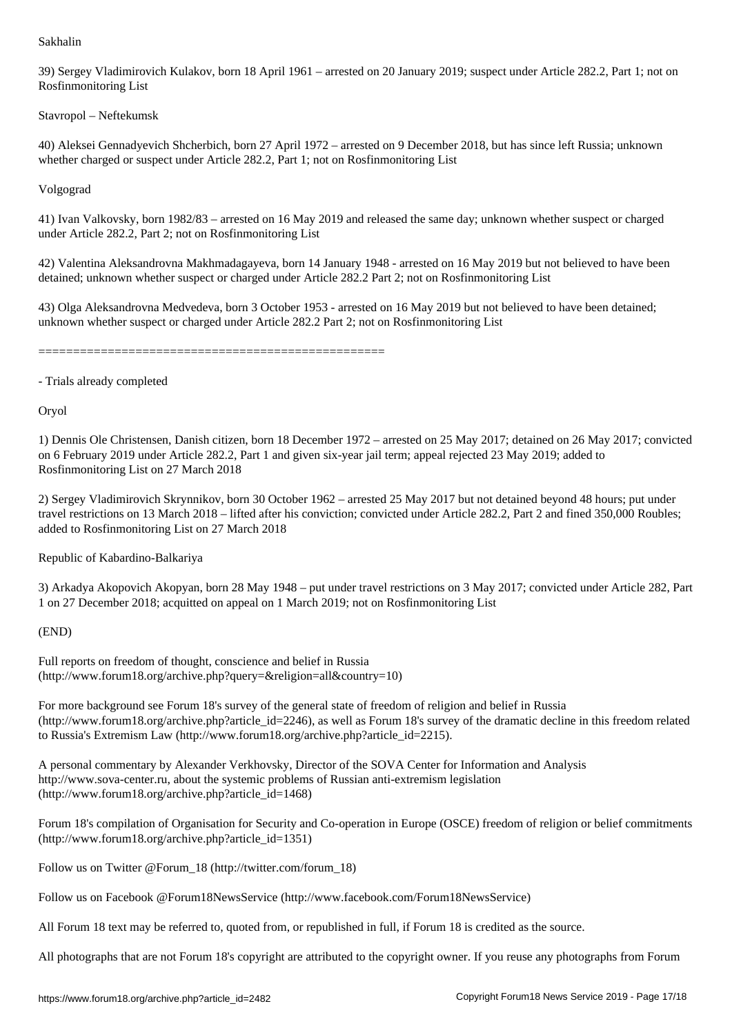Sakhalin

39) Sergey Vladimirovich Kulakov, born 18 April 1961 – arrested on 20 January 2019; suspect under Article 282.2, Part 1; not on Rosfinmonitoring List

Stavropol – Neftekumsk

40) Aleksei Gennadyevich Shcherbich, born 27 April 1972 – arrested on 9 December 2018, but has since left Russia; unknown whether charged or suspect under Article 282.2, Part 1; not on Rosfinmonitoring List

Volgograd

41) Ivan Valkovsky, born 1982/83 – arrested on 16 May 2019 and released the same day; unknown whether suspect or charged under Article 282.2, Part 2; not on Rosfinmonitoring List

42) Valentina Aleksandrovna Makhmadagayeva, born 14 January 1948 - arrested on 16 May 2019 but not believed to have been detained; unknown whether suspect or charged under Article 282.2 Part 2; not on Rosfinmonitoring List

43) Olga Aleksandrovna Medvedeva, born 3 October 1953 - arrested on 16 May 2019 but not believed to have been detained; unknown whether suspect or charged under Article 282.2 Part 2; not on Rosfinmonitoring List

==================================================

- Trials already completed

Oryol

1) Dennis Ole Christensen, Danish citizen, born 18 December 1972 – arrested on 25 May 2017; detained on 26 May 2017; convicted on 6 February 2019 under Article 282.2, Part 1 and given six-year jail term; appeal rejected 23 May 2019; added to Rosfinmonitoring List on 27 March 2018

2) Sergey Vladimirovich Skrynnikov, born 30 October 1962 – arrested 25 May 2017 but not detained beyond 48 hours; put under travel restrictions on 13 March 2018 – lifted after his conviction; convicted under Article 282.2, Part 2 and fined 350,000 Roubles; added to Rosfinmonitoring List on 27 March 2018

Republic of Kabardino-Balkariya

3) Arkadya Akopovich Akopyan, born 28 May 1948 – put under travel restrictions on 3 May 2017; convicted under Article 282, Part 1 on 27 December 2018; acquitted on appeal on 1 March 2019; not on Rosfinmonitoring List

(END)

Full reports on freedom of thought, conscience and belief in Russia (http://www.forum18.org/archive.php?query=&religion=all&country=10)

For more background see Forum 18's survey of the general state of freedom of religion and belief in Russia (http://www.forum18.org/archive.php?article_id=2246), as well as Forum 18's survey of the dramatic decline in this freedom related to Russia's Extremism Law (http://www.forum18.org/archive.php?article_id=2215).

A personal commentary by Alexander Verkhovsky, Director of the SOVA Center for Information and Analysis http://www.sova-center.ru, about the systemic problems of Russian anti-extremism legislation (http://www.forum18.org/archive.php?article_id=1468)

Forum 18's compilation of Organisation for Security and Co-operation in Europe (OSCE) freedom of religion or belief commitments (http://www.forum18.org/archive.php?article_id=1351)

Follow us on Twitter @Forum_18 (http://twitter.com/forum_18)

Follow us on Facebook @Forum18NewsService (http://www.facebook.com/Forum18NewsService)

All Forum 18 text may be referred to, quoted from, or republished in full, if Forum 18 is credited as the source.

All photographs that are not Forum 18's copyright are attributed to the copyright owner. If you reuse any photographs from Forum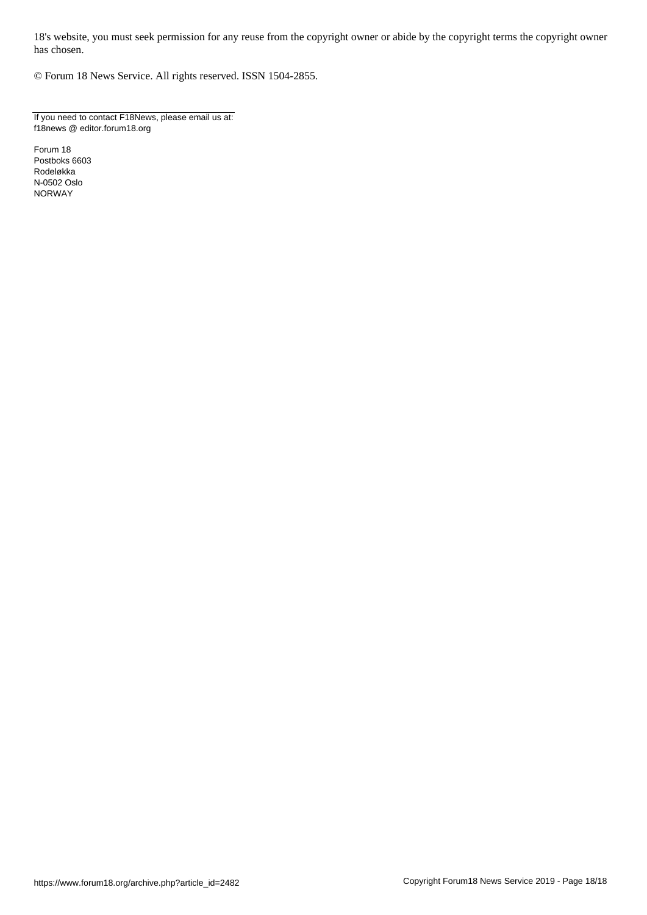18's website, you must seek permission for any reuse from the copyright owner or abide by the copyright terms the copyright owner has chosen.

© Forum 18 News Service. All rights reserved. ISSN 1504-2855.

If you need to contact F18News, please email us at:
f18news @ editor.forum18.org

Forum 18
Postboks 6603
Rodeløkka
N-0502 Oslo
NORWAY